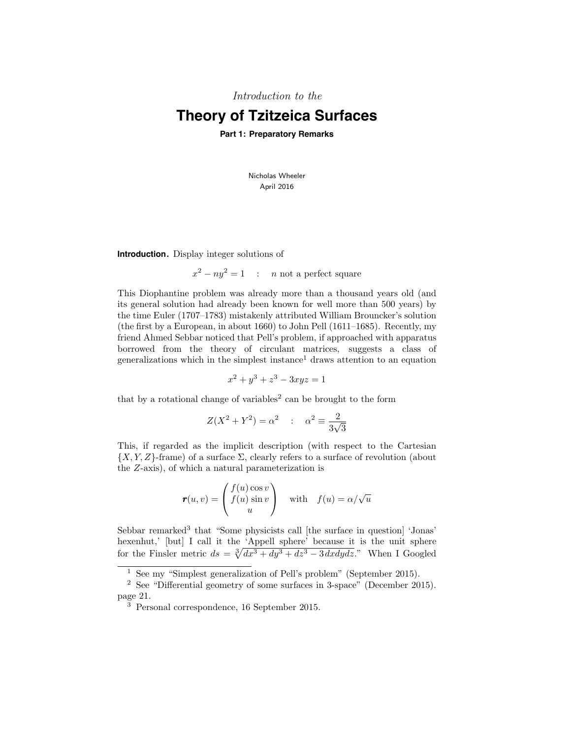*Introduction to the*

# Theory of Tzitzeica Surfaces

**Part 1: Preparatory Remarks**

Nicholas Wheeler
April 2016

**Introduction.** Display integer solutions of

$$x^2 - ny^2 = 1 \quad : \quad n \text{ not a perfect square}$$

This Diophantine problem was already more than a thousand years old (and its general solution had already been known for well more than 500 years) by the time Euler (1707–1783) mistakenly attributed William Brouncker's solution (the first by a European, in about 1660) to John Pell (1611–1685). Recently, my friend Ahmed Sebbar noticed that Pell's problem, if approached with apparatus borrowed from the theory of circulant matrices, suggests a class of generalizations which in the simplest instance[1] draws attention to an equation

$$x^2 + y^3 + z^3 - 3xyz = 1$$

that by a rotational change of variables[2] can be brought to the form

$$Z(X^2 + Y^2) = \alpha^2 \quad : \quad \alpha^2 \equiv \frac{2}{3\sqrt{3}}$$

This, if regarded as the implicit description (with respect to the Cartesian $\{X, Y, Z\}$-frame) of a surface $\Sigma$, clearly refers to a surface of revolution (about the $Z$-axis), of which a natural parameterization is

$$\boldsymbol{r}(u, v) = \begin{pmatrix} f(u)\cos v \\ f(u)\sin v \\ u \end{pmatrix} \quad \text{with} \quad f(u) = \alpha/\sqrt{u}$$

Sebbar remarked[3] that "Some physicists call [the surface in question] 'Jonas' hexenhut,' [but] I call it the 'Appell sphere' because it is the unit sphere for the Finsler metric $ds = \sqrt[3]{dx^3 + dy^3 + dz^3 - 3\,dxdydz}$." When I Googled

---

[1] See my "Simplest generalization of Pell's problem" (September 2015).

[2] See "Differential geometry of some surfaces in 3-space" (December 2015). page 21.

[3] Personal correspondence, 16 September 2015.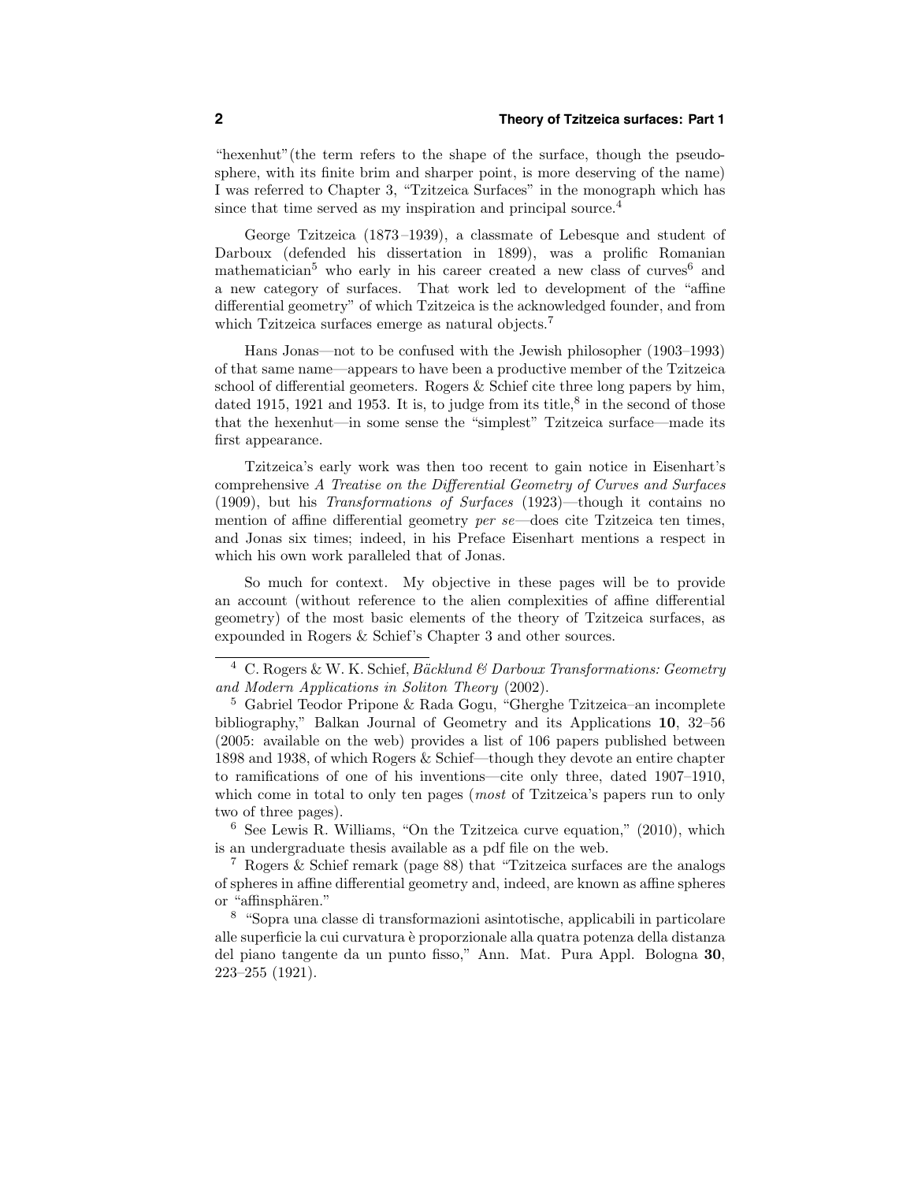"hexenhut"(the term refers to the shape of the surface, though the pseudosphere, with its finite brim and sharper point, is more deserving of the name) I was referred to Chapter 3, "Tzitzeica Surfaces" in the monograph which has since that time served as my inspiration and principal source.[4]

George Tzitzeica (1873–1939), a classmate of Lebesque and student of Darboux (defended his dissertation in 1899), was a prolific Romanian mathematician[5] who early in his career created a new class of curves[6] and a new category of surfaces. That work led to development of the "affine differential geometry" of which Tzitzeica is the acknowledged founder, and from which Tzitzeica surfaces emerge as natural objects.[7]

Hans Jonas—not to be confused with the Jewish philosopher (1903–1993) of that same name—appears to have been a productive member of the Tzitzeica school of differential geometers. Rogers & Schief cite three long papers by him, dated 1915, 1921 and 1953. It is, to judge from its title,[8] in the second of those that the hexenhut—in some sense the "simplest" Tzitzeica surface—made its first appearance.

Tzitzeica's early work was then too recent to gain notice in Eisenhart's comprehensive *A Treatise on the Differential Geometry of Curves and Surfaces* (1909), but his *Transformations of Surfaces* (1923)—though it contains no mention of affine differential geometry *per se*—does cite Tzitzeica ten times, and Jonas six times; indeed, in his Preface Eisenhart mentions a respect in which his own work paralleled that of Jonas.

So much for context. My objective in these pages will be to provide an account (without reference to the alien complexities of affine differential geometry) of the most basic elements of the theory of Tzitzeica surfaces, as expounded in Rogers & Schief's Chapter 3 and other sources.

---

[4] C. Rogers & W. K. Schief, *Bäcklund & Darboux Transformations: Geometry and Modern Applications in Soliton Theory* (2002).

[5] Gabriel Teodor Pripone & Rada Gogu, "Gherghe Tzitzeica–an incomplete bibliography," Balkan Journal of Geometry and its Applications **10**, 32–56 (2005: available on the web) provides a list of 106 papers published between 1898 and 1938, of which Rogers & Schief—though they devote an entire chapter to ramifications of one of his inventions—cite only three, dated 1907–1910, which come in total to only ten pages (*most* of Tzitzeica's papers run to only two of three pages).

[6] See Lewis R. Williams, "On the Tzitzeica curve equation," (2010), which is an undergraduate thesis available as a pdf file on the web.

[7] Rogers & Schief remark (page 88) that "Tzitzeica surfaces are the analogs of spheres in affine differential geometry and, indeed, are known as affine spheres or "affinsphären."

[8] "Sopra una classe di transformazioni asintotische, applicabili in particolare alle superficie la cui curvatura è proporzionale alla quatra potenza della distanza del piano tangente da un punto fisso," Ann. Mat. Pura Appl. Bologna **30**, 223–255 (1921).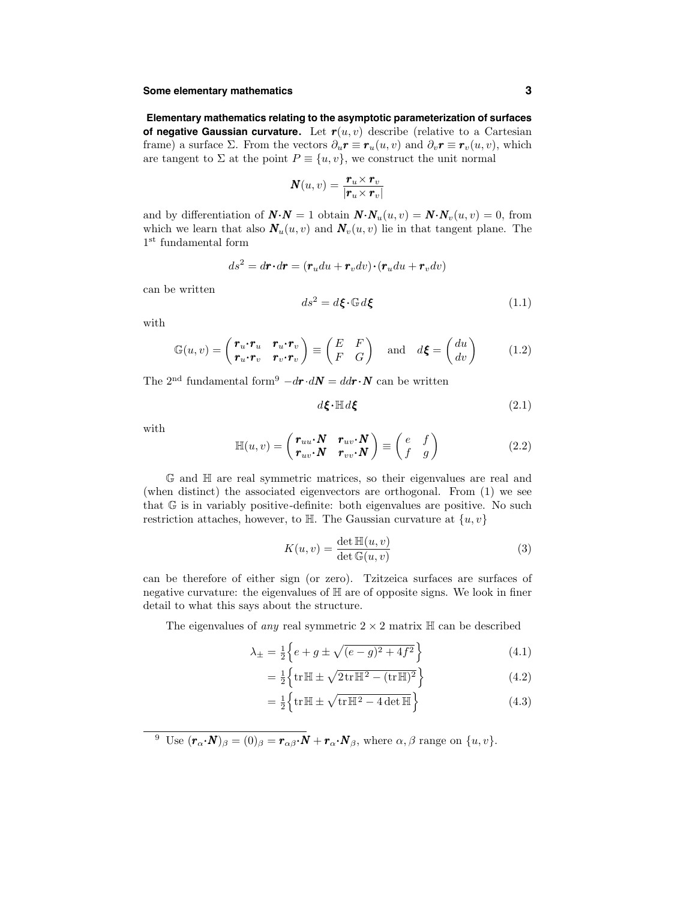**Elementary mathematics relating to the asymptotic parameterization of surfaces of negative Gaussian curvature.** Let $\boldsymbol{r}(u,v)$ describe (relative to a Cartesian frame) a surface $\Sigma$. From the vectors $\partial_u \boldsymbol{r} \equiv \boldsymbol{r}_u(u,v)$ and $\partial_v \boldsymbol{r} \equiv \boldsymbol{r}_v(u,v)$, which are tangent to $\Sigma$ at the point $P \equiv \{u,v\}$, we construct the unit normal

$$\boldsymbol{N}(u,v) = \frac{\boldsymbol{r}_u \times \boldsymbol{r}_v}{|\boldsymbol{r}_u \times \boldsymbol{r}_v|}$$

and by differentiation of $\boldsymbol{N}\cdot\boldsymbol{N} = 1$ obtain $\boldsymbol{N}\cdot\boldsymbol{N}_u(u,v) = \boldsymbol{N}\cdot\boldsymbol{N}_v(u,v) = 0$, from which we learn that also $\boldsymbol{N}_u(u,v)$ and $\boldsymbol{N}_v(u,v)$ lie in that tangent plane. The 1st fundamental form

$$ds^2 = d\boldsymbol{r}\cdot d\boldsymbol{r} = (\boldsymbol{r}_u du + \boldsymbol{r}_v dv)\cdot(\boldsymbol{r}_u du + \boldsymbol{r}_v dv)$$

can be written

$$ds^2 = d\boldsymbol{\xi}\cdot\mathbb{G}\, d\boldsymbol{\xi} \tag{1.1}$$

with

$$\mathbb{G}(u,v) = \begin{pmatrix} \boldsymbol{r}_u\cdot\boldsymbol{r}_u & \boldsymbol{r}_u\cdot\boldsymbol{r}_v \\ \boldsymbol{r}_u\cdot\boldsymbol{r}_v & \boldsymbol{r}_v\cdot\boldsymbol{r}_v \end{pmatrix} \equiv \begin{pmatrix} E & F \\ F & G \end{pmatrix} \quad \text{and} \quad d\boldsymbol{\xi} = \begin{pmatrix} du \\ dv \end{pmatrix} \tag{1.2}$$

The 2nd fundamental form[9] $-d\boldsymbol{r}\cdot d\boldsymbol{N} = dd\boldsymbol{r}\cdot\boldsymbol{N}$ can be written

$$d\boldsymbol{\xi}\cdot\mathbb{H}\, d\boldsymbol{\xi} \tag{2.1}$$

with

$$\mathbb{H}(u,v) = \begin{pmatrix} \boldsymbol{r}_{uu}\cdot\boldsymbol{N} & \boldsymbol{r}_{uv}\cdot\boldsymbol{N} \\ \boldsymbol{r}_{uv}\cdot\boldsymbol{N} & \boldsymbol{r}_{vv}\cdot\boldsymbol{N} \end{pmatrix} \equiv \begin{pmatrix} e & f \\ f & g \end{pmatrix} \tag{2.2}$$

$\mathbb{G}$ and $\mathbb{H}$ are real symmetric matrices, so their eigenvalues are real and (when distinct) the associated eigenvectors are orthogonal. From (1) we see that $\mathbb{G}$ is in variably positive-definite: both eigenvalues are positive. No such restriction attaches, however, to $\mathbb{H}$. The Gaussian curvature at $\{u,v\}$

$$K(u,v) = \frac{\det \mathbb{H}(u,v)}{\det \mathbb{G}(u,v)} \tag{3}$$

can be therefore of either sign (or zero). Tzitzeica surfaces are surfaces of negative curvature: the eigenvalues of $\mathbb{H}$ are of opposite signs. We look in finer detail to what this says about the structure.

The eigenvalues of *any* real symmetric $2\times 2$ matrix $\mathbb{H}$ can be described

$$\lambda_\pm = \tfrac{1}{2}\Big\{e + g \pm \sqrt{(e-g)^2 + 4f^2}\Big\} \tag{4.1}$$

$$= \tfrac{1}{2}\Big\{\operatorname{tr}\mathbb{H} \pm \sqrt{2\operatorname{tr}\mathbb{H}^2 - (\operatorname{tr}\mathbb{H})^2}\Big\} \tag{4.2}$$

$$= \tfrac{1}{2}\Big\{\operatorname{tr}\mathbb{H} \pm \sqrt{\operatorname{tr}\mathbb{H}^2 - 4\det\mathbb{H}}\Big\} \tag{4.3}$$

---

[9] Use $(\boldsymbol{r}_\alpha\cdot\boldsymbol{N})_\beta = (0)_\beta = \boldsymbol{r}_{\alpha\beta}\cdot\boldsymbol{N} + \boldsymbol{r}_\alpha\cdot\boldsymbol{N}_\beta$, where $\alpha, \beta$ range on $\{u, v\}$.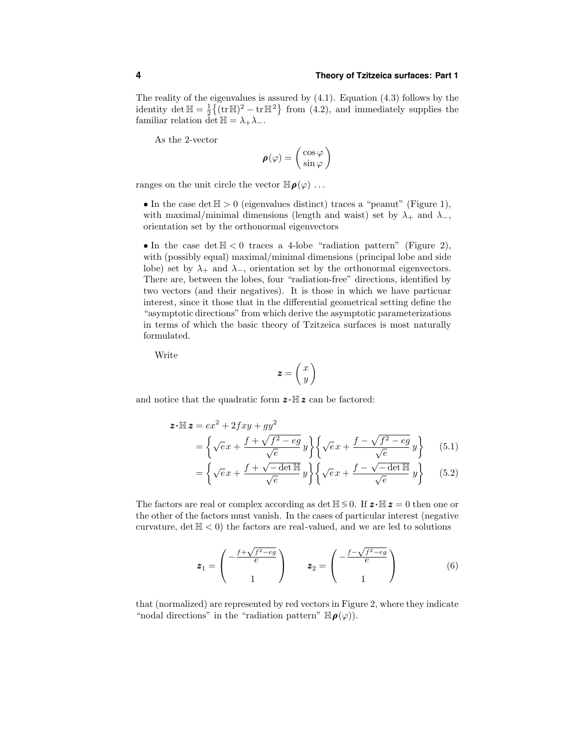The reality of the eigenvalues is assured by (4.1). Equation (4.3) follows by the identity $\det \mathbb{H} = \frac{1}{2}\{(\operatorname{tr}\mathbb{H})^2 - \operatorname{tr}\mathbb{H}^2\}$ from (4.2), and immediately supplies the familiar relation $\det \mathbb{H} = \lambda_+\lambda_-$.

As the 2-vector

$$\boldsymbol{\rho}(\varphi) = \begin{pmatrix} \cos\varphi \\ \sin\varphi \end{pmatrix}$$

ranges on the unit circle the vector $\mathbb{H}\boldsymbol{\rho}(\varphi)$ ...

- In the case $\det \mathbb{H} > 0$ (eigenvalues distinct) traces a "peanut" (Figure 1), with maximal/minimal dimensions (length and waist) set by $\lambda_+$ and $\lambda_-$, orientation set by the orthonormal eigenvectors

- In the case $\det \mathbb{H} < 0$ traces a 4-lobe "radiation pattern" (Figure 2), with (possibly equal) maximal/minimal dimensions (principal lobe and side lobe) set by $\lambda_+$ and $\lambda_-$, orientation set by the orthonormal eigenvectors. There are, between the lobes, four "radiation-free" directions, identified by two vectors (and their negatives). It is those in which we have particuar interest, since it those that in the differential geometrical setting define the "asymptotic directions" from which derive the asymptotic parameterizations in terms of which the basic theory of Tzitzeica surfaces is most naturally formulated.

Write

$$\boldsymbol{z} = \begin{pmatrix} x \\ y \end{pmatrix}$$

and notice that the quadratic form $\boldsymbol{z}\cdot\mathbb{H}\,\boldsymbol{z}$ can be factored:

$$\begin{aligned}
\boldsymbol{z}\cdot\mathbb{H}\,\boldsymbol{z} &= ex^2 + 2fxy + gy^2 \\
&= \Big\{\sqrt{e}\,x + \frac{f+\sqrt{f^2-eg}}{\sqrt{e}}\,y\Big\}\Big\{\sqrt{e}\,x + \frac{f-\sqrt{f^2-eg}}{\sqrt{e}}\,y\Big\} \qquad (5.1)\\
&= \Big\{\sqrt{e}\,x + \frac{f+\sqrt{-\det\mathbb{H}}}{\sqrt{e}}\,y\Big\}\Big\{\sqrt{e}\,x + \frac{f-\sqrt{-\det\mathbb{H}}}{\sqrt{e}}\,y\Big\} \qquad (5.2)
\end{aligned}$$

The factors are real or complex according as $\det \mathbb{H} \lessgtr 0$. If $\boldsymbol{z}\cdot\mathbb{H}\,\boldsymbol{z} = 0$ then one or the other of the factors must vanish. In the cases of particular interest (negative curvature, $\det \mathbb{H} < 0$) the factors are real-valued, and we are led to solutions

$$\boldsymbol{z}_1 = \begin{pmatrix} -\frac{f+\sqrt{f^2-eg}}{e} \\ 1 \end{pmatrix} \qquad \boldsymbol{z}_2 = \begin{pmatrix} -\frac{f-\sqrt{f^2-eg}}{e} \\ 1 \end{pmatrix} \qquad (6)$$

that (normalized) are represented by red vectors in Figure 2, where they indicate "nodal directions" in the "radiation pattern" $\mathbb{H}\boldsymbol{\rho}(\varphi)$).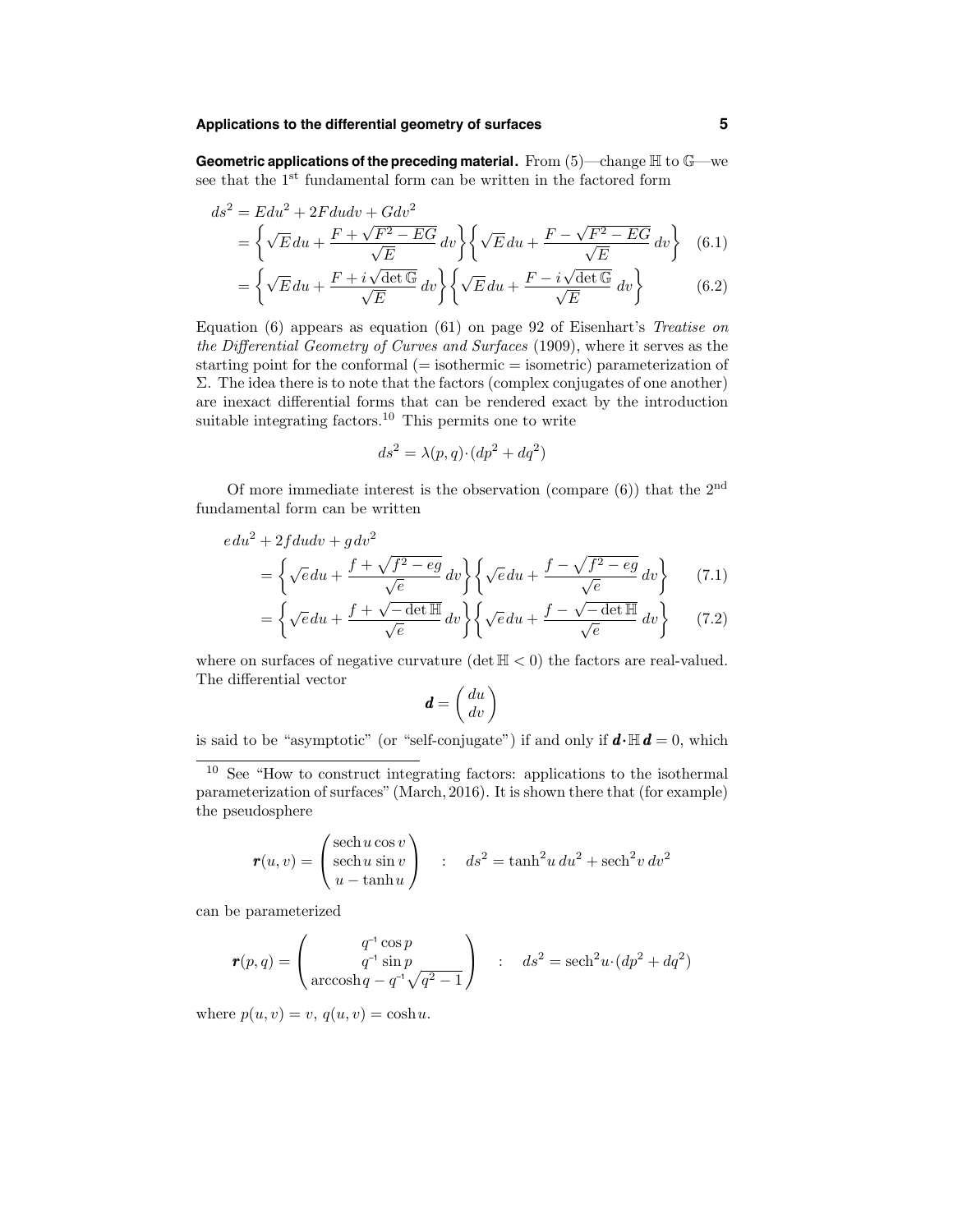**Geometric applications of the preceding material.** From (5)—change $\mathbb{H}$ to $\mathbb{G}$—we see that the 1[st] fundamental form can be written in the factored form

$$
\begin{aligned}
ds^2 &= E du^2 + 2F du dv + G dv^2 \\
&= \left\{\sqrt{E}\, du + \frac{F + \sqrt{F^2 - EG}}{\sqrt{E}}\, dv\right\}\left\{\sqrt{E}\, du + \frac{F - \sqrt{F^2 - EG}}{\sqrt{E}}\, dv\right\} && (6.1)\\
&= \left\{\sqrt{E}\, du + \frac{F + i\sqrt{\det \mathbb{G}}}{\sqrt{E}}\, dv\right\}\left\{\sqrt{E}\, du + \frac{F - i\sqrt{\det \mathbb{G}}}{\sqrt{E}}\, dv\right\} && (6.2)
\end{aligned}
$$

Equation (6) appears as equation (61) on page 92 of Eisenhart's *Treatise on the Differential Geometry of Curves and Surfaces* (1909), where it serves as the starting point for the conformal (= isothermic = isometric) parameterization of $\Sigma$. The idea there is to note that the factors (complex conjugates of one another) are inexact differential forms that can be rendered exact by the introduction suitable integrating factors.[10] This permits one to write

$$
ds^2 = \lambda(p, q)\cdot(dp^2 + dq^2)
$$

Of more immediate interest is the observation (compare (6)) that the 2[nd] fundamental form can be written

$$
\begin{aligned}
&e\, du^2 + 2f du dv + g\, dv^2 \\
&\quad= \left\{\sqrt{e}\, du + \frac{f + \sqrt{f^2 - eg}}{\sqrt{e}}\, dv\right\}\left\{\sqrt{e}\, du + \frac{f - \sqrt{f^2 - eg}}{\sqrt{e}}\, dv\right\} && (7.1)\\
&\quad= \left\{\sqrt{e}\, du + \frac{f + \sqrt{-\det \mathbb{H}}}{\sqrt{e}}\, dv\right\}\left\{\sqrt{e}\, du + \frac{f - \sqrt{-\det \mathbb{H}}}{\sqrt{e}}\, dv\right\} && (7.2)
\end{aligned}
$$

where on surfaces of negative curvature ($\det \mathbb{H} < 0$) the factors are real-valued. The differential vector

$$
\boldsymbol{d} = \begin{pmatrix} du \\ dv \end{pmatrix}
$$

is said to be "asymptotic" (or "self-conjugate") if and only if $\boldsymbol{d}\cdot\mathbb{H}\,\boldsymbol{d} = 0$, which

---

[10] See "How to construct integrating factors: applications to the isothermal parameterization of surfaces" (March, 2016). It is shown there that (for example) the pseudosphere

$$
\boldsymbol{r}(u, v) = \begin{pmatrix} \operatorname{sech} u \cos v \\ \operatorname{sech} u \sin v \\ u - \tanh u \end{pmatrix} \quad : \quad ds^2 = \tanh^2 u\, du^2 + \operatorname{sech}^2 v\, dv^2
$$

can be parameterized

$$
\boldsymbol{r}(p, q) = \begin{pmatrix} q^{-1} \cos p \\ q^{-1} \sin p \\ \operatorname{arccosh} q - q^{-1}\sqrt{q^2 - 1} \end{pmatrix} \quad : \quad ds^2 = \operatorname{sech}^2 u\cdot(dp^2 + dq^2)
$$

where $p(u, v) = v$, $q(u, v) = \cosh u$.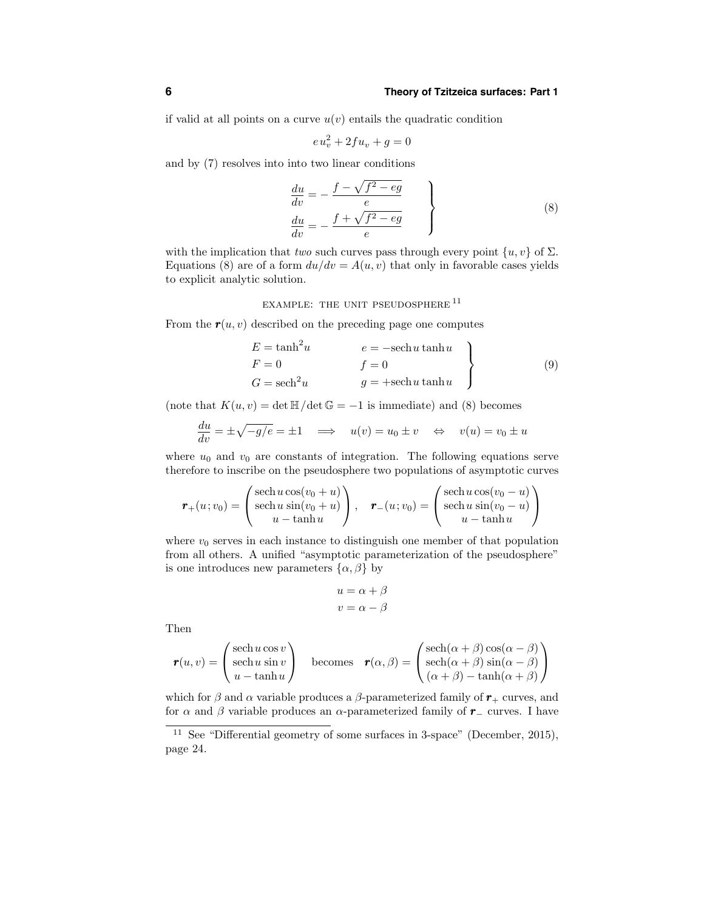if valid at all points on a curve $u(v)$ entails the quadratic condition

$$e\,u_v^2 + 2fu_v + g = 0$$

and by (7) resolves into into two linear conditions

$$\left.\begin{aligned}\frac{du}{dv} &= -\frac{f - \sqrt{f^2 - eg}}{e}\\ \frac{du}{dv} &= -\frac{f + \sqrt{f^2 - eg}}{e}\end{aligned}\right\} \tag{8}$$

with the implication that *two* such curves pass through every point $\{u,v\}$ of $\Sigma$. Equations (8) are of a form $du/dv = A(u,v)$ that only in favorable cases yields to explicit analytic solution.

EXAMPLE: THE UNIT PSEUDOSPHERE [11]

From the $\boldsymbol{r}(u,v)$ described on the preceding page one computes

$$\left.\begin{aligned}E &= \tanh^2 u \qquad & e &= -\operatorname{sech} u \tanh u\\ F &= 0 & f &= 0\\ G &= \operatorname{sech}^2 u & g &= +\operatorname{sech} u \tanh u\end{aligned}\right\} \tag{9}$$

(note that $K(u,v) = \det\mathbb{H}/\det\mathbb{G} = -1$ is immediate) and (8) becomes

$$\frac{du}{dv} = \pm\sqrt{-g/e} = \pm 1 \quad\Longrightarrow\quad u(v) = u_0 \pm v \quad\Leftrightarrow\quad v(u) = v_0 \pm u$$

where $u_0$ and $v_0$ are constants of integration. The following equations serve therefore to inscribe on the pseudosphere two populations of asymptotic curves

$$\boldsymbol{r}_+(u;v_0) = \begin{pmatrix}\operatorname{sech} u \cos(v_0 + u)\\ \operatorname{sech} u \sin(v_0 + u)\\ u - \tanh u\end{pmatrix}, \quad \boldsymbol{r}_-(u;v_0) = \begin{pmatrix}\operatorname{sech} u \cos(v_0 - u)\\ \operatorname{sech} u \sin(v_0 - u)\\ u - \tanh u\end{pmatrix}$$

where $v_0$ serves in each instance to distinguish one member of that population from all others. A unified "asymptotic parameterization of the pseudosphere" is one introduces new parameters $\{\alpha,\beta\}$ by

$$\begin{aligned}u &= \alpha + \beta\\ v &= \alpha - \beta\end{aligned}$$

Then

$$\boldsymbol{r}(u,v) = \begin{pmatrix}\operatorname{sech} u \cos v\\ \operatorname{sech} u \sin v\\ u - \tanh u\end{pmatrix} \quad \text{becomes} \quad \boldsymbol{r}(\alpha,\beta) = \begin{pmatrix}\operatorname{sech}(\alpha+\beta)\cos(\alpha-\beta)\\ \operatorname{sech}(\alpha+\beta)\sin(\alpha-\beta)\\ (\alpha+\beta) - \tanh(\alpha+\beta)\end{pmatrix}$$

which for $\beta$ and $\alpha$ variable produces a $\beta$-parameterized family of $\boldsymbol{r}_+$ curves, and for $\alpha$ and $\beta$ variable produces an $\alpha$-parameterized family of $\boldsymbol{r}_-$ curves. I have

[11] See "Differential geometry of some surfaces in 3-space" (December, 2015), page 24.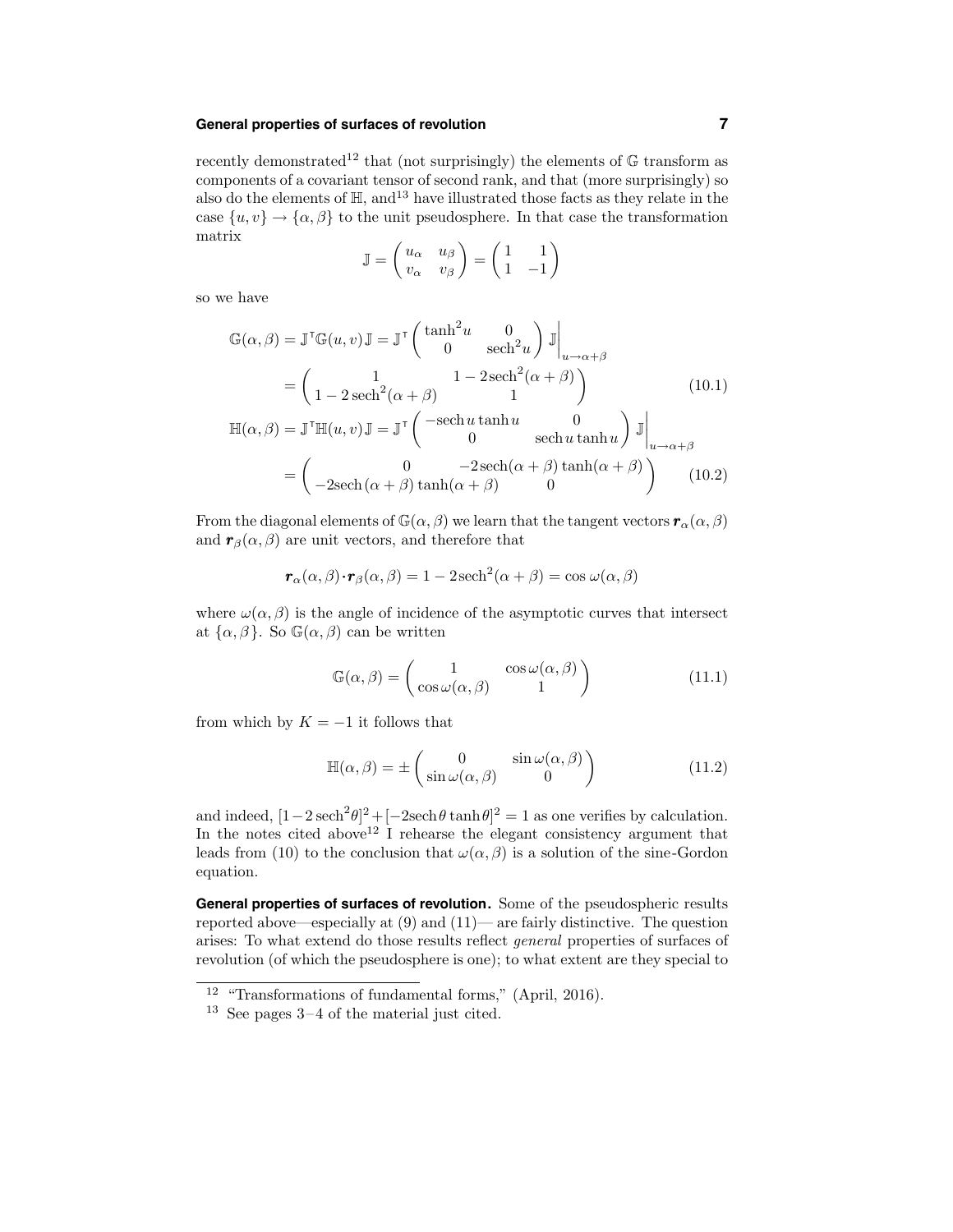recently demonstrated[12] that (not surprisingly) the elements of $\mathbb{G}$ transform as components of a covariant tensor of second rank, and that (more surprisingly) so also do the elements of $\mathbb{H}$, and[13] have illustrated those facts as they relate in the case $\{u, v\} \to \{\alpha, \beta\}$ to the unit pseudosphere. In that case the transformation matrix

$$\mathbb{J} = \begin{pmatrix} u_\alpha & u_\beta \\ v_\alpha & v_\beta \end{pmatrix} = \begin{pmatrix} 1 & 1 \\ 1 & -1 \end{pmatrix}$$

so we have

$$\begin{aligned}
\mathbb{G}(\alpha, \beta) &= \mathbb{J}^\intercal \mathbb{G}(u, v) \mathbb{J} = \mathbb{J}^\intercal \begin{pmatrix} \tanh^2 u & 0 \\ 0 & \operatorname{sech}^2 u \end{pmatrix} \mathbb{J} \Big|_{u \to \alpha + \beta} \\
&= \begin{pmatrix} 1 & 1 - 2\operatorname{sech}^2(\alpha + \beta) \\ 1 - 2\operatorname{sech}^2(\alpha + \beta) & 1 \end{pmatrix} \qquad (10.1) \\
\mathbb{H}(\alpha, \beta) &= \mathbb{J}^\intercal \mathbb{H}(u, v) \mathbb{J} = \mathbb{J}^\intercal \begin{pmatrix} -\operatorname{sech} u \tanh u & 0 \\ 0 & \operatorname{sech} u \tanh u \end{pmatrix} \mathbb{J} \Big|_{u \to \alpha + \beta} \\
&= \begin{pmatrix} 0 & -2\operatorname{sech}(\alpha + \beta) \tanh(\alpha + \beta) \\ -2\operatorname{sech}(\alpha + \beta) \tanh(\alpha + \beta) & 0 \end{pmatrix} \qquad (10.2)
\end{aligned}$$

From the diagonal elements of $\mathbb{G}(\alpha, \beta)$ we learn that the tangent vectors $\boldsymbol{r}_\alpha(\alpha, \beta)$ and $\boldsymbol{r}_\beta(\alpha, \beta)$ are unit vectors, and therefore that

$$\boldsymbol{r}_\alpha(\alpha, \beta) \cdot \boldsymbol{r}_\beta(\alpha, \beta) = 1 - 2\operatorname{sech}^2(\alpha + \beta) = \cos\omega(\alpha, \beta)$$

where $\omega(\alpha, \beta)$ is the angle of incidence of the asymptotic curves that intersect at $\{\alpha, \beta\}$. So $\mathbb{G}(\alpha, \beta)$ can be written

$$\mathbb{G}(\alpha, \beta) = \begin{pmatrix} 1 & \cos\omega(\alpha, \beta) \\ \cos\omega(\alpha, \beta) & 1 \end{pmatrix} \qquad (11.1)$$

from which by $K = -1$ it follows that

$$\mathbb{H}(\alpha, \beta) = \pm \begin{pmatrix} 0 & \sin\omega(\alpha, \beta) \\ \sin\omega(\alpha, \beta) & 0 \end{pmatrix} \qquad (11.2)$$

and indeed, $[1 - 2\operatorname{sech}^2\theta]^2 + [-2\operatorname{sech}\theta \tanh\theta]^2 = 1$ as one verifies by calculation. In the notes cited above[12] I rehearse the elegant consistency argument that leads from (10) to the conclusion that $\omega(\alpha, \beta)$ is a solution of the sine-Gordon equation.

**General properties of surfaces of revolution.** Some of the pseudospheric results reported above—especially at (9) and (11)— are fairly distinctive. The question arises: To what extend do those results reflect *general* properties of surfaces of revolution (of which the pseudosphere is one); to what extent are they special to

[12] "Transformations of fundamental forms," (April, 2016).

[13] See pages 3–4 of the material just cited.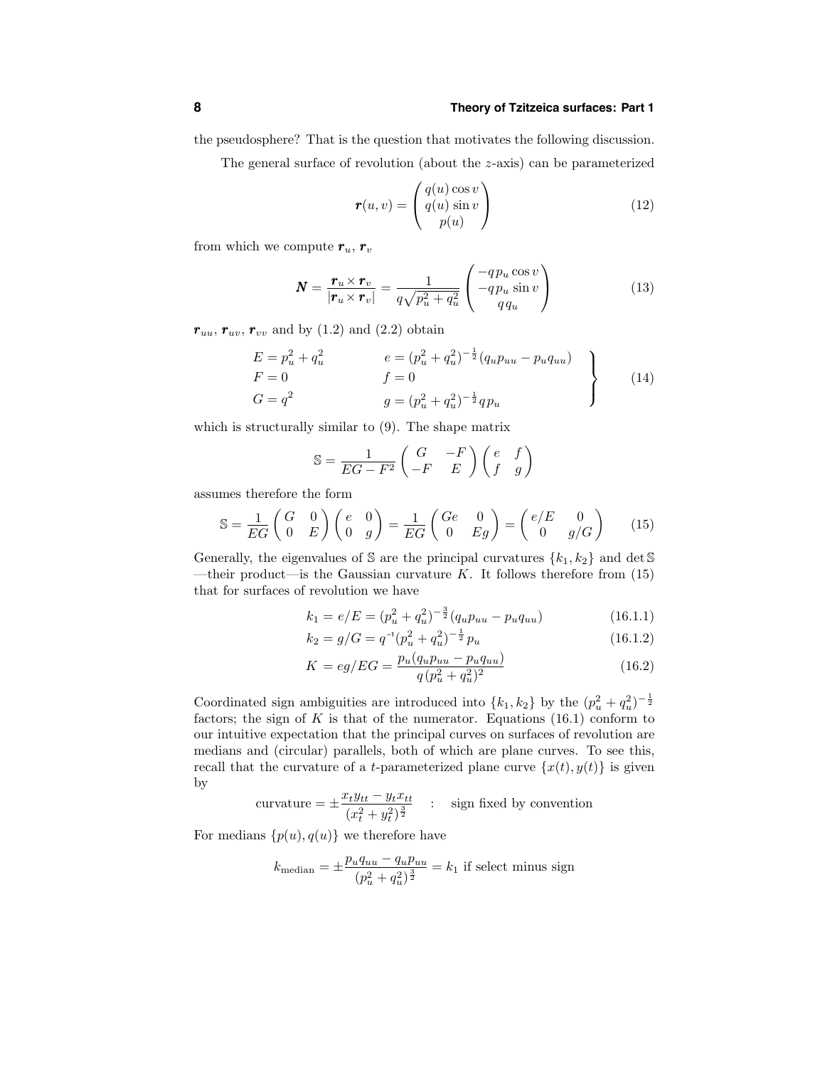the pseudosphere? That is the question that motivates the following discussion.

The general surface of revolution (about the $z$-axis) can be parameterized

$$
\boldsymbol{r}(u,v) = \begin{pmatrix} q(u)\cos v \\ q(u)\sin v \\ p(u) \end{pmatrix} \tag{12}
$$

from which we compute $\boldsymbol{r}_u$, $\boldsymbol{r}_v$

$$
\boldsymbol{N} = \frac{\boldsymbol{r}_u \times \boldsymbol{r}_v}{|\boldsymbol{r}_u \times \boldsymbol{r}_v|} = \frac{1}{q\sqrt{p_u^2 + q_u^2}} \begin{pmatrix} -q\,p_u \cos v \\ -q\,p_u \sin v \\ q\,q_u \end{pmatrix} \tag{13}
$$

$\boldsymbol{r}_{uu}$, $\boldsymbol{r}_{uv}$, $\boldsymbol{r}_{vv}$ and by (1.2) and (2.2) obtain

$$
\left.\begin{aligned}
E &= p_u^2 + q_u^2 & e &= (p_u^2 + q_u^2)^{-\frac{1}{2}}(q_u p_{uu} - p_u q_{uu}) \\
F &= 0 & f &= 0 \\
G &= q^2 & g &= (p_u^2 + q_u^2)^{-\frac{1}{2}}\, q\, p_u
\end{aligned}\right\} \tag{14}
$$

which is structurally similar to (9). The shape matrix

$$
\mathbb{S} = \frac{1}{EG - F^2}\begin{pmatrix} G & -F \\ -F & E \end{pmatrix}\begin{pmatrix} e & f \\ f & g \end{pmatrix}
$$

assumes therefore the form

$$
\mathbb{S} = \frac{1}{EG}\begin{pmatrix} G & 0 \\ 0 & E \end{pmatrix}\begin{pmatrix} e & 0 \\ 0 & g \end{pmatrix} = \frac{1}{EG}\begin{pmatrix} Ge & 0 \\ 0 & Eg \end{pmatrix} = \begin{pmatrix} e/E & 0 \\ 0 & g/G \end{pmatrix} \tag{15}
$$

Generally, the eigenvalues of $\mathbb{S}$ are the principal curvatures $\{k_1, k_2\}$ and $\det\mathbb{S}$ —their product—is the Gaussian curvature $K$. It follows therefore from (15) that for surfaces of revolution we have

$$
k_1 = e/E = (p_u^2 + q_u^2)^{-\frac{3}{2}}(q_u p_{uu} - p_u q_{uu}) \tag{16.1.1}
$$

$$
k_2 = g/G = q^{-1}(p_u^2 + q_u^2)^{-\frac{1}{2}}\, p_u \tag{16.1.2}
$$

$$
K = eg/EG = \frac{p_u(q_u p_{uu} - p_u q_{uu})}{q\,(p_u^2 + q_u^2)^2} \tag{16.2}
$$

Coordinated sign ambiguities are introduced into $\{k_1, k_2\}$ by the $(p_u^2 + q_u^2)^{-\frac{1}{2}}$ factors; the sign of $K$ is that of the numerator. Equations (16.1) conform to our intuitive expectation that the principal curves on surfaces of revolution are medians and (circular) parallels, both of which are plane curves. To see this, recall that the curvature of a $t$-parameterized plane curve $\{x(t), y(t)\}$ is given by

$$
\text{curvature} = \pm\frac{x_t y_{tt} - y_t x_{tt}}{(x_t^2 + y_t^2)^{\frac{3}{2}}} \quad : \quad \text{sign fixed by convention}
$$

For medians $\{p(u), q(u)\}$ we therefore have

$$
k_{\text{median}} = \pm\frac{p_u q_{uu} - q_u p_{uu}}{(p_u^2 + q_u^2)^{\frac{3}{2}}} = k_1 \text{ if select minus sign}
$$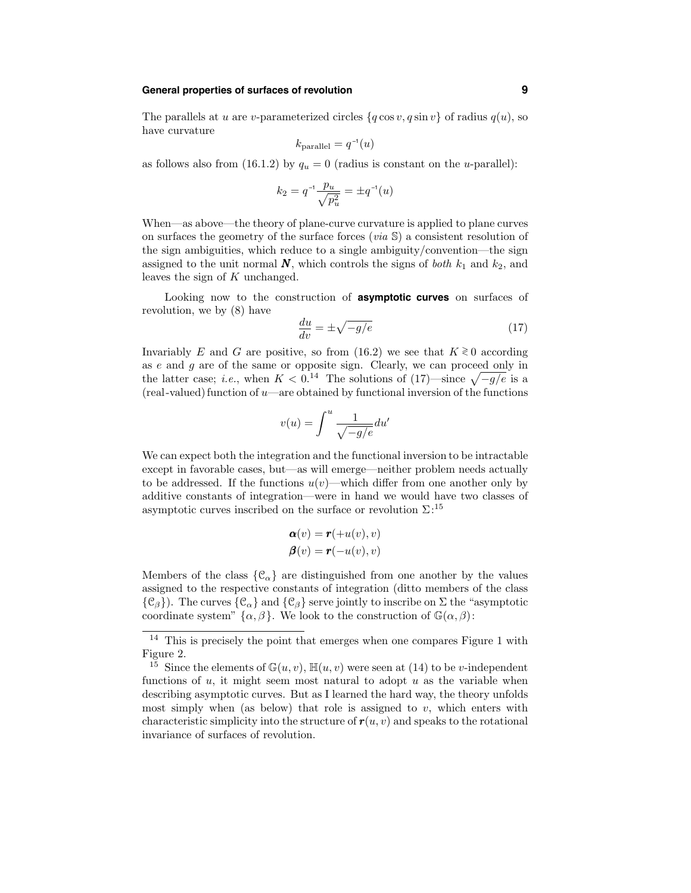The parallels at $u$ are $v$-parameterized circles $\{q\cos v, q\sin v\}$ of radius $q(u)$, so have curvature

$$k_{\text{parallel}} = q^{-1}(u)$$

as follows also from (16.1.2) by $q_u = 0$ (radius is constant on the $u$-parallel):

$$k_2 = q^{-1}\frac{p_u}{\sqrt{p_u^2}} = \pm q^{-1}(u)$$

When—as above—the theory of plane-curve curvature is applied to plane curves on surfaces the geometry of the surface forces (*via* $\mathbb{S}$) a consistent resolution of the sign ambiguities, which reduce to a single ambiguity/convention—the sign assigned to the unit normal $\boldsymbol{N}$, which controls the signs of *both* $k_1$ and $k_2$, and leaves the sign of $K$ unchanged.

Looking now to the construction of **asymptotic curves** on surfaces of revolution, we by (8) have

$$\frac{du}{dv} = \pm\sqrt{-g/e} \tag{17}$$

Invariably $E$ and $G$ are positive, so from (16.2) we see that $K \gtrless 0$ according as $e$ and $g$ are of the same or opposite sign. Clearly, we can proceed only in the latter case; *i.e.*, when $K < 0$.[14] The solutions of (17)—since $\sqrt{-g/e}$ is a (real-valued) function of $u$—are obtained by functional inversion of the functions

$$v(u) = \int^u \frac{1}{\sqrt{-g/e}}\,du'$$

We can expect both the integration and the functional inversion to be intractable except in favorable cases, but—as will emerge—neither problem needs actually to be addressed. If the functions $u(v)$—which differ from one another only by additive constants of integration—were in hand we would have two classes of asymptotic curves inscribed on the surface or revolution $\Sigma$:[15]

$$\boldsymbol{\alpha}(v) = \boldsymbol{r}(+u(v), v)$$
$$\boldsymbol{\beta}(v) = \boldsymbol{r}(-u(v), v)$$

Members of the class $\{\mathcal{C}_\alpha\}$ are distinguished from one another by the values assigned to the respective constants of integration (ditto members of the class $\{\mathcal{C}_\beta\}$). The curves $\{\mathcal{C}_\alpha\}$ and $\{\mathcal{C}_\beta\}$ serve jointly to inscribe on $\Sigma$ the "asymptotic coordinate system" $\{\alpha, \beta\}$. We look to the construction of $\mathbb{G}(\alpha, \beta)$:

---

[14] This is precisely the point that emerges when one compares Figure 1 with Figure 2.

[15] Since the elements of $\mathbb{G}(u, v)$, $\mathbb{H}(u, v)$ were seen at (14) to be $v$-independent functions of $u$, it might seem most natural to adopt $u$ as the variable when describing asymptotic curves. But as I learned the hard way, the theory unfolds most simply when (as below) that role is assigned to $v$, which enters with characteristic simplicity into the structure of $\boldsymbol{r}(u, v)$ and speaks to the rotational invariance of surfaces of revolution.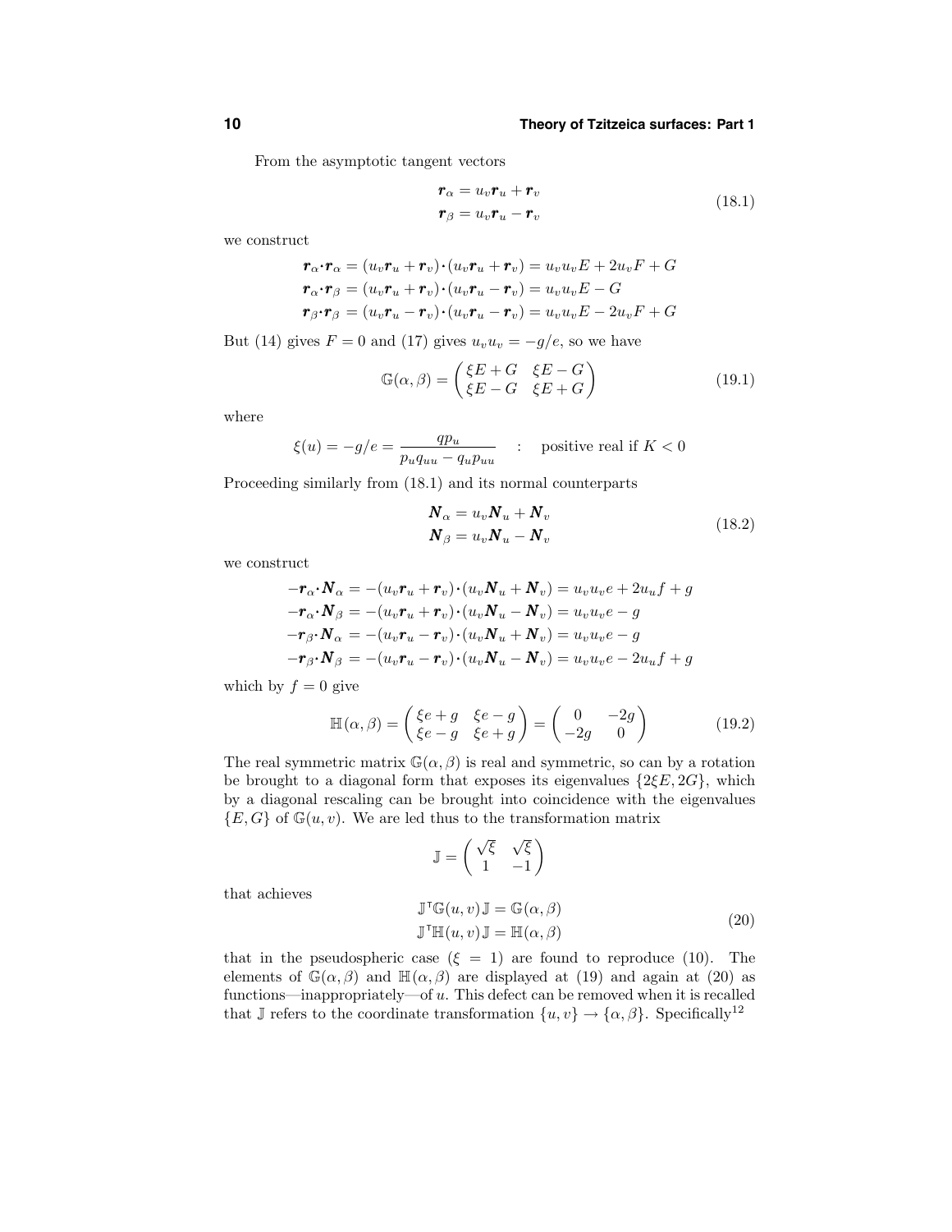From the asymptotic tangent vectors

$$\begin{aligned} \boldsymbol{r}_\alpha &= u_v \boldsymbol{r}_u + \boldsymbol{r}_v \\ \boldsymbol{r}_\beta &= u_v \boldsymbol{r}_u - \boldsymbol{r}_v \end{aligned} \tag{18.1}$$

we construct

$$\begin{aligned} \boldsymbol{r}_\alpha \cdot \boldsymbol{r}_\alpha &= (u_v \boldsymbol{r}_u + \boldsymbol{r}_v)\cdot(u_v \boldsymbol{r}_u + \boldsymbol{r}_v) = u_v u_v E + 2u_v F + G \\ \boldsymbol{r}_\alpha \cdot \boldsymbol{r}_\beta &= (u_v \boldsymbol{r}_u + \boldsymbol{r}_v)\cdot(u_v \boldsymbol{r}_u - \boldsymbol{r}_v) = u_v u_v E - G \\ \boldsymbol{r}_\beta \cdot \boldsymbol{r}_\beta &= (u_v \boldsymbol{r}_u - \boldsymbol{r}_v)\cdot(u_v \boldsymbol{r}_u - \boldsymbol{r}_v) = u_v u_v E - 2u_v F + G \end{aligned}$$

But (14) gives $F = 0$ and (17) gives $u_v u_v = -g/e$, so we have

$$\mathbb{G}(\alpha,\beta) = \begin{pmatrix} \xi E + G & \xi E - G \\ \xi E - G & \xi E + G \end{pmatrix} \tag{19.1}$$

where

$$\xi(u) = -g/e = \frac{q p_u}{p_u q_{uu} - q_u p_{uu}} \quad : \quad \text{positive real if } K < 0$$

Proceeding similarly from (18.1) and its normal counterparts

$$\begin{aligned} \boldsymbol{N}_\alpha &= u_v \boldsymbol{N}_u + \boldsymbol{N}_v \\ \boldsymbol{N}_\beta &= u_v \boldsymbol{N}_u - \boldsymbol{N}_v \end{aligned} \tag{18.2}$$

we construct

$$\begin{aligned} -\boldsymbol{r}_\alpha \cdot \boldsymbol{N}_\alpha &= -(u_v \boldsymbol{r}_u + \boldsymbol{r}_v)\cdot(u_v \boldsymbol{N}_u + \boldsymbol{N}_v) = u_v u_v e + 2u_u f + g \\ -\boldsymbol{r}_\alpha \cdot \boldsymbol{N}_\beta &= -(u_v \boldsymbol{r}_u + \boldsymbol{r}_v)\cdot(u_v \boldsymbol{N}_u - \boldsymbol{N}_v) = u_v u_v e - g \\ -\boldsymbol{r}_\beta \cdot \boldsymbol{N}_\alpha &= -(u_v \boldsymbol{r}_u - \boldsymbol{r}_v)\cdot(u_v \boldsymbol{N}_u + \boldsymbol{N}_v) = u_v u_v e - g \\ -\boldsymbol{r}_\beta \cdot \boldsymbol{N}_\beta &= -(u_v \boldsymbol{r}_u - \boldsymbol{r}_v)\cdot(u_v \boldsymbol{N}_u - \boldsymbol{N}_v) = u_v u_v e - 2u_u f + g \end{aligned}$$

which by $f = 0$ give

$$\mathbb{H}(\alpha,\beta) = \begin{pmatrix} \xi e + g & \xi e - g \\ \xi e - g & \xi e + g \end{pmatrix} = \begin{pmatrix} 0 & -2g \\ -2g & 0 \end{pmatrix} \tag{19.2}$$

The real symmetric matrix $\mathbb{G}(\alpha,\beta)$ is real and symmetric, so can by a rotation be brought to a diagonal form that exposes its eigenvalues $\{2\xi E, 2G\}$, which by a diagonal rescaling can be brought into coincidence with the eigenvalues $\{E, G\}$ of $\mathbb{G}(u,v)$. We are led thus to the transformation matrix

$$\mathbb{J} = \begin{pmatrix} \sqrt{\xi} & \sqrt{\xi} \\ 1 & -1 \end{pmatrix}$$

that achieves

$$\begin{aligned} \mathbb{J}^{\mathsf{T}}\mathbb{G}(u,v)\,\mathbb{J} &= \mathbb{G}(\alpha,\beta) \\ \mathbb{J}^{\mathsf{T}}\mathbb{H}(u,v)\,\mathbb{J} &= \mathbb{H}(\alpha,\beta) \end{aligned} \tag{20}$$

that in the pseudospheric case ($\xi = 1$) are found to reproduce (10). The elements of $\mathbb{G}(\alpha,\beta)$ and $\mathbb{H}(\alpha,\beta)$ are displayed at (19) and again at (20) as functions—inappropriately—of $u$. This defect can be removed when it is recalled that $\mathbb{J}$ refers to the coordinate transformation $\{u,v\} \to \{\alpha,\beta\}$. Specifically[12]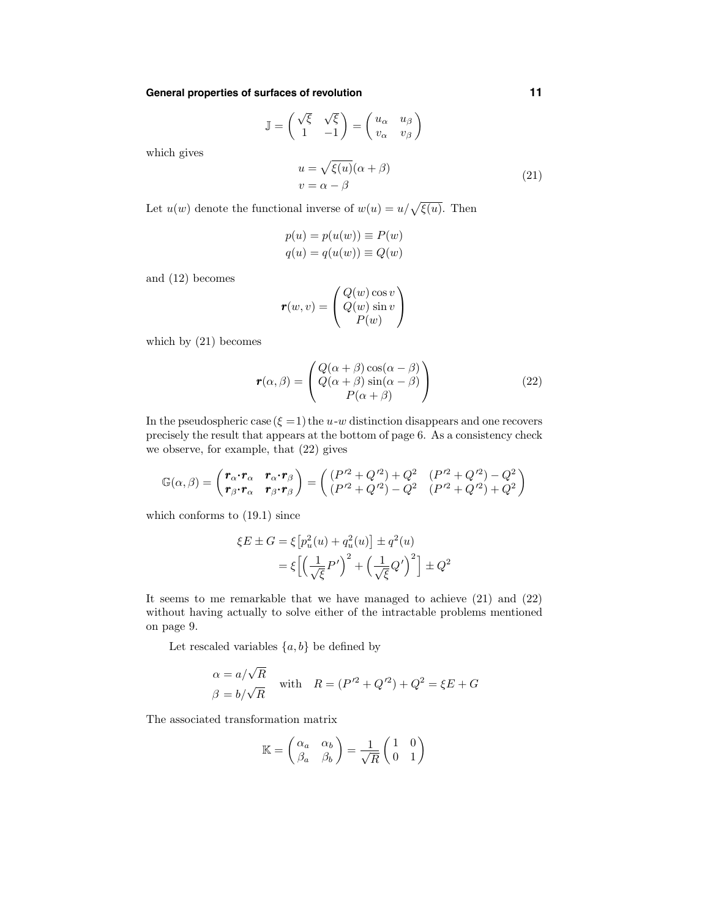$$\mathbb{J} = \begin{pmatrix} \sqrt{\xi} & \sqrt{\xi} \\ 1 & -1 \end{pmatrix} = \begin{pmatrix} u_\alpha & u_\beta \\ v_\alpha & v_\beta \end{pmatrix}$$

which gives

$$\begin{aligned} u &= \sqrt{\xi(u)}(\alpha + \beta) \\ v &= \alpha - \beta \end{aligned} \tag{21}$$

Let $u(w)$ denote the functional inverse of $w(u) = u/\sqrt{\xi(u)}$. Then

$$\begin{aligned} p(u) &= p(u(w)) \equiv P(w) \\ q(u) &= q(u(w)) \equiv Q(w) \end{aligned}$$

and (12) becomes

$$\boldsymbol{r}(w, v) = \begin{pmatrix} Q(w)\cos v \\ Q(w)\sin v \\ P(w) \end{pmatrix}$$

which by (21) becomes

$$\boldsymbol{r}(\alpha, \beta) = \begin{pmatrix} Q(\alpha+\beta)\cos(\alpha-\beta) \\ Q(\alpha+\beta)\sin(\alpha-\beta) \\ P(\alpha+\beta) \end{pmatrix} \tag{22}$$

In the pseudospheric case ($\xi = 1$) the $u$-$w$ distinction disappears and one recovers precisely the result that appears at the bottom of page 6. As a consistency check we observe, for example, that (22) gives

$$\mathbb{G}(\alpha, \beta) = \begin{pmatrix} \boldsymbol{r}_\alpha \cdot \boldsymbol{r}_\alpha & \boldsymbol{r}_\alpha \cdot \boldsymbol{r}_\beta \\ \boldsymbol{r}_\beta \cdot \boldsymbol{r}_\alpha & \boldsymbol{r}_\beta \cdot \boldsymbol{r}_\beta \end{pmatrix} = \begin{pmatrix} (P'^2 + Q'^2) + Q^2 & (P'^2 + Q'^2) - Q^2 \\ (P'^2 + Q'^2) - Q^2 & (P'^2 + Q'^2) + Q^2 \end{pmatrix}$$

which conforms to (19.1) since

$$\begin{aligned} \xi E \pm G &= \xi\big[p_u^2(u) + q_u^2(u)\big] \pm q^2(u) \\ &= \xi\Big[\Big(\frac{1}{\sqrt{\xi}}P'\Big)^2 + \Big(\frac{1}{\sqrt{\xi}}Q'\Big)^2\Big] \pm Q^2 \end{aligned}$$

It seems to me remarkable that we have managed to achieve (21) and (22) without having actually to solve either of the intractable problems mentioned on page 9.

Let rescaled variables $\{a, b\}$ be defined by

$$\begin{aligned} \alpha &= a/\sqrt{R} \\ \beta &= b/\sqrt{R} \end{aligned} \quad \text{with} \quad R = (P'^2 + Q'^2) + Q^2 = \xi E + G$$

The associated transformation matrix

$$\mathbb{K} = \begin{pmatrix} \alpha_a & \alpha_b \\ \beta_a & \beta_b \end{pmatrix} = \frac{1}{\sqrt{R}}\begin{pmatrix} 1 & 0 \\ 0 & 1 \end{pmatrix}$$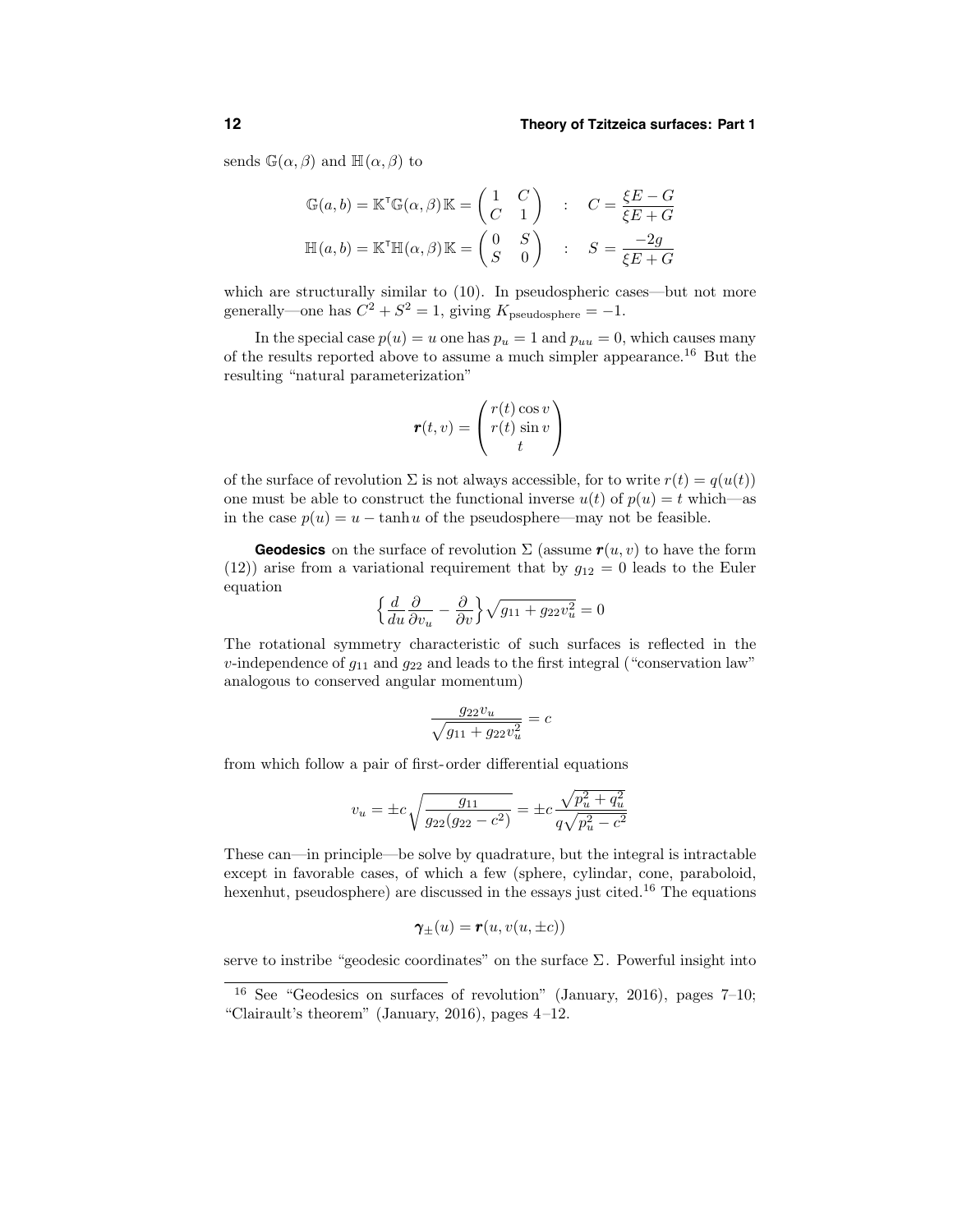sends $\mathbb{G}(\alpha,\beta)$ and $\mathbb{H}(\alpha,\beta)$ to

$$\mathbb{G}(a,b) = \mathbb{K}^{\mathsf{T}}\mathbb{G}(\alpha,\beta)\,\mathbb{K} = \begin{pmatrix} 1 & C \\ C & 1 \end{pmatrix} \quad : \quad C = \frac{\xi E - G}{\xi E + G}$$

$$\mathbb{H}(a,b) = \mathbb{K}^{\mathsf{T}}\mathbb{H}(\alpha,\beta)\,\mathbb{K} = \begin{pmatrix} 0 & S \\ S & 0 \end{pmatrix} \quad : \quad S = \frac{-2g}{\xi E + G}$$

which are structurally similar to (10). In pseudospheric cases—but not more generally—one has $C^2 + S^2 = 1$, giving $K_{\text{pseudosphere}} = -1$.

In the special case $p(u) = u$ one has $p_u = 1$ and $p_{uu} = 0$, which causes many of the results reported above to assume a much simpler appearance.[16] But the resulting "natural parameterization"

$$\boldsymbol{r}(t,v) = \begin{pmatrix} r(t)\cos v \\ r(t)\sin v \\ t \end{pmatrix}$$

of the surface of revolution $\Sigma$ is not always accessible, for to write $r(t) = q(u(t))$ one must be able to construct the functional inverse $u(t)$ of $p(u) = t$ which—as in the case $p(u) = u - \tanh u$ of the pseudosphere—may not be feasible.

**Geodesics** on the surface of revolution $\Sigma$ (assume $\boldsymbol{r}(u,v)$ to have the form (12)) arise from a variational requirement that by $g_{12} = 0$ leads to the Euler equation

$$\Big\{\frac{d}{du}\frac{\partial}{\partial v_u} - \frac{\partial}{\partial v}\Big\}\sqrt{g_{11} + g_{22}v_u^2} = 0$$

The rotational symmetry characteristic of such surfaces is reflected in the $v$-independence of $g_{11}$ and $g_{22}$ and leads to the first integral ("conservation law" analogous to conserved angular momentum)

$$\frac{g_{22}v_u}{\sqrt{g_{11} + g_{22}v_u^2}} = c$$

from which follow a pair of first-order differential equations

$$v_u = \pm c\sqrt{\frac{g_{11}}{g_{22}(g_{22} - c^2)}} = \pm c\,\frac{\sqrt{p_u^2 + q_u^2}}{q\sqrt{p_u^2 - c^2}}$$

These can—in principle—be solve by quadrature, but the integral is intractable except in favorable cases, of which a few (sphere, cylindar, cone, paraboloid, hexenhut, pseudosphere) are discussed in the essays just cited.[16] The equations

$$\boldsymbol{\gamma}_{\pm}(u) = \boldsymbol{r}(u, v(u, \pm c))$$

serve to instribe "geodesic coordinates" on the surface $\Sigma$. Powerful insight into

---

[16] See "Geodesics on surfaces of revolution" (January, 2016), pages 7–10; "Clairault's theorem" (January, 2016), pages 4–12.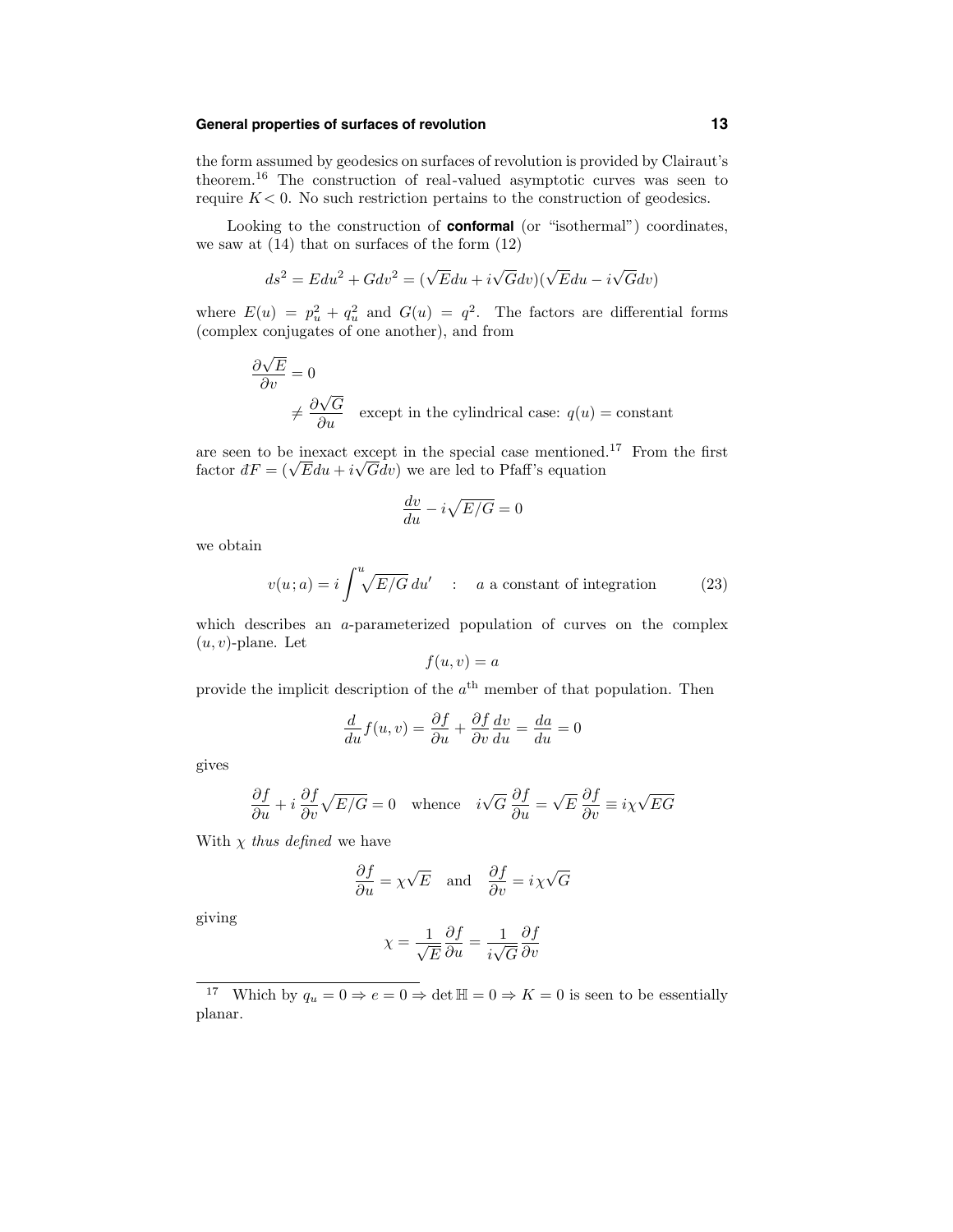the form assumed by geodesics on surfaces of revolution is provided by Clairaut's theorem.[16] The construction of real-valued asymptotic curves was seen to require $K < 0$. No such restriction pertains to the construction of geodesics.

Looking to the construction of **conformal** (or "isothermal") coordinates, we saw at (14) that on surfaces of the form (12)

$$ds^2 = Edu^2 + Gdv^2 = (\sqrt{E}du + i\sqrt{G}dv)(\sqrt{E}du - i\sqrt{G}dv)$$

where $E(u) = p_u^2 + q_u^2$ and $G(u) = q^2$. The factors are differential forms (complex conjugates of one another), and from

$$\begin{aligned} \frac{\partial \sqrt{E}}{\partial v} &= 0 \\ &\neq \frac{\partial \sqrt{G}}{\partial u} \quad \text{except in the cylindrical case: } q(u) = \text{constant} \end{aligned}$$

are seen to be inexact except in the special case mentioned.[17] From the first factor $dF = (\sqrt{E}du + i\sqrt{G}dv)$ we are led to Pfaff's equation

$$\frac{dv}{du} - i\sqrt{E/G} = 0$$

we obtain

$$v(u;a) = i\int^u \sqrt{E/G}\,du' \quad : \quad a \text{ a constant of integration} \tag{23}$$

which describes an $a$-parameterized population of curves on the complex $(u,v)$-plane. Let

$$f(u,v) = a$$

provide the implicit description of the $a^{\text{th}}$ member of that population. Then

$$\frac{d}{du}f(u,v) = \frac{\partial f}{\partial u} + \frac{\partial f}{\partial v}\frac{dv}{du} = \frac{da}{du} = 0$$

gives

$$\frac{\partial f}{\partial u} + i\,\frac{\partial f}{\partial v}\sqrt{E/G} = 0 \quad \text{whence} \quad i\sqrt{G}\,\frac{\partial f}{\partial u} = \sqrt{E}\,\frac{\partial f}{\partial v} \equiv i\chi\sqrt{EG}$$

With $\chi$ *thus defined* we have

$$\frac{\partial f}{\partial u} = \chi\sqrt{E} \quad \text{and} \quad \frac{\partial f}{\partial v} = i\chi\sqrt{G}$$

giving

$$\chi = \frac{1}{\sqrt{E}}\frac{\partial f}{\partial u} = \frac{1}{i\sqrt{G}}\frac{\partial f}{\partial v}$$

---

[17] Which by $q_u = 0 \Rightarrow e = 0 \Rightarrow \det \mathbb{H} = 0 \Rightarrow K = 0$ is seen to be essentially planar.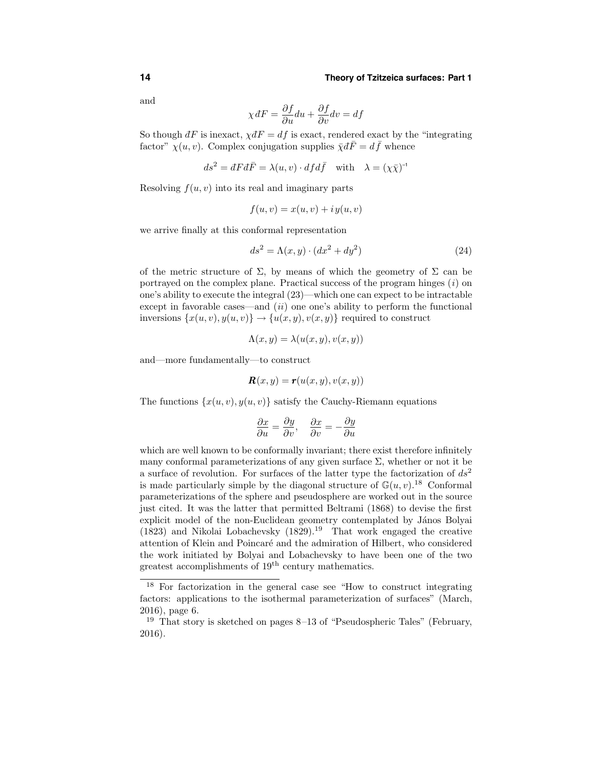and

$$\chi\,dF = \frac{\partial f}{\partial u}du + \frac{\partial f}{\partial v}dv = df$$

So though $dF$ is inexact, $\chi dF = df$ is exact, rendered exact by the "integrating factor" $\chi(u,v)$. Complex conjugation supplies $\bar{\chi}d\bar{F} = d\bar{f}$ whence

$$ds^2 = dFd\bar{F} = \lambda(u,v)\cdot dfd\bar{f} \quad \text{with} \quad \lambda = (\chi\bar{\chi})^{-1}$$

Resolving $f(u,v)$ into its real and imaginary parts

$$f(u,v) = x(u,v) + i\,y(u,v)$$

we arrive finally at this conformal representation

$$ds^2 = \Lambda(x,y)\cdot(dx^2 + dy^2) \tag{24}$$

of the metric structure of $\Sigma$, by means of which the geometry of $\Sigma$ can be portrayed on the complex plane. Practical success of the program hinges $(i)$ on one's ability to execute the integral (23)—which one can expect to be intractable except in favorable cases—and $(ii)$ one one's ability to perform the functional inversions $\{x(u,v), y(u,v)\} \rightarrow \{u(x,y), v(x,y)\}$ required to construct

$$\Lambda(x,y) = \lambda(u(x,y), v(x,y))$$

and—more fundamentally—to construct

$$\boldsymbol{R}(x,y) = \boldsymbol{r}(u(x,y), v(x,y))$$

The functions $\{x(u,v), y(u,v)\}$ satisfy the Cauchy-Riemann equations

$$\frac{\partial x}{\partial u} = \frac{\partial y}{\partial v}, \quad \frac{\partial x}{\partial v} = -\frac{\partial y}{\partial u}$$

which are well known to be conformally invariant; there exist therefore infinitely many conformal parameterizations of any given surface $\Sigma$, whether or not it be a surface of revolution. For surfaces of the latter type the factorization of $ds^2$ is made particularly simple by the diagonal structure of $\mathbb{G}(u,v)$.[18] Conformal parameterizations of the sphere and pseudosphere are worked out in the source just cited. It was the latter that permitted Beltrami (1868) to devise the first explicit model of the non-Euclidean geometry contemplated by János Bolyai (1823) and Nikolai Lobachevsky (1829).[19] That work engaged the creative attention of Klein and Poincaré and the admiration of Hilbert, who considered the work initiated by Bolyai and Lobachevsky to have been one of the two greatest accomplishments of 19th century mathematics.

---

[18] For factorization in the general case see "How to construct integrating factors: applications to the isothermal parameterization of surfaces" (March, 2016), page 6.

[19] That story is sketched on pages 8–13 of "Pseudospheric Tales" (February, 2016).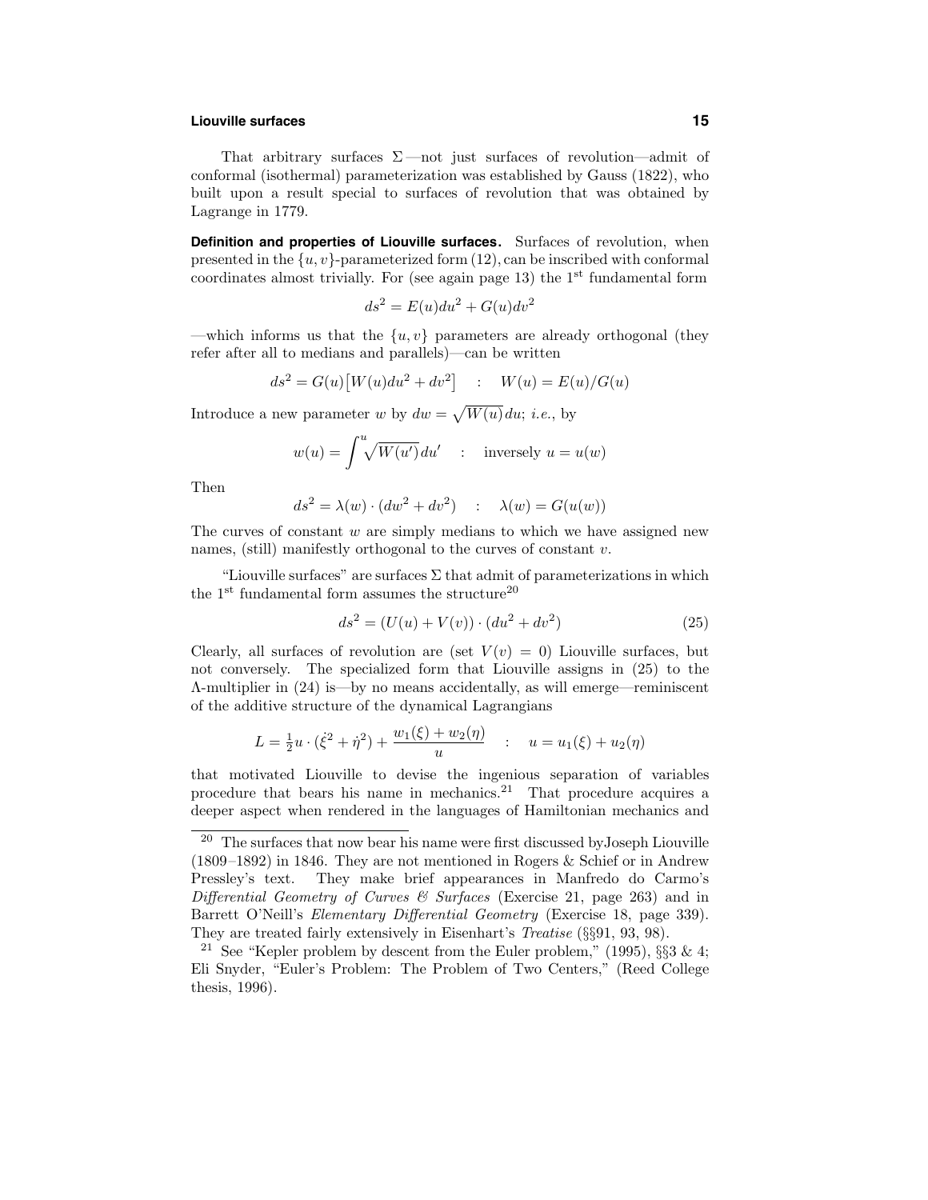That arbitrary surfaces $\Sigma$ —not just surfaces of revolution—admit of conformal (isothermal) parameterization was established by Gauss (1822), who built upon a result special to surfaces of revolution that was obtained by Lagrange in 1779.

**Definition and properties of Liouville surfaces.** Surfaces of revolution, when presented in the $\{u, v\}$-parameterized form (12), can be inscribed with conformal coordinates almost trivially. For (see again page 13) the 1[st] fundamental form

$$ds^2 = E(u)du^2 + G(u)dv^2$$

—which informs us that the $\{u, v\}$ parameters are already orthogonal (they refer after all to medians and parallels)—can be written

$$ds^2 = G(u)\big[W(u)du^2 + dv^2\big] \quad : \quad W(u) = E(u)/G(u)$$

Introduce a new parameter $w$ by $dw = \sqrt{W(u)}\,du$; *i.e.*, by

$$w(u) = \int^u \sqrt{W(u')}\,du' \quad : \quad \text{inversely } u = u(w)$$

Then

$$ds^2 = \lambda(w)\cdot(dw^2 + dv^2) \quad : \quad \lambda(w) = G(u(w))$$

The curves of constant $w$ are simply medians to which we have assigned new names, (still) manifestly orthogonal to the curves of constant $v$.

"Liouville surfaces" are surfaces $\Sigma$ that admit of parameterizations in which the 1[st] fundamental form assumes the structure[20]

$$ds^2 = (U(u) + V(v))\cdot(du^2 + dv^2) \tag{25}$$

Clearly, all surfaces of revolution are (set $V(v) = 0$) Liouville surfaces, but not conversely. The specialized form that Liouville assigns in (25) to the $\Lambda$-multiplier in (24) is—by no means accidentally, as will emerge—reminiscent of the additive structure of the dynamical Lagrangians

$$L = \tfrac{1}{2}u\cdot(\dot{\xi}^2 + \dot{\eta}^2) + \frac{w_1(\xi) + w_2(\eta)}{u} \quad : \quad u = u_1(\xi) + u_2(\eta)$$

that motivated Liouville to devise the ingenious separation of variables procedure that bears his name in mechanics.[21] That procedure acquires a deeper aspect when rendered in the languages of Hamiltonian mechanics and

---

[20] The surfaces that now bear his name were first discussed byJoseph Liouville (1809–1892) in 1846. They are not mentioned in Rogers & Schief or in Andrew Pressley's text. They make brief appearances in Manfredo do Carmo's *Differential Geometry of Curves & Surfaces* (Exercise 21, page 263) and in Barrett O'Neill's *Elementary Differential Geometry* (Exercise 18, page 339). They are treated fairly extensively in Eisenhart's *Treatise* (§§91, 93, 98).

[21] See "Kepler problem by descent from the Euler problem," (1995), §§3 & 4; Eli Snyder, "Euler's Problem: The Problem of Two Centers," (Reed College thesis, 1996).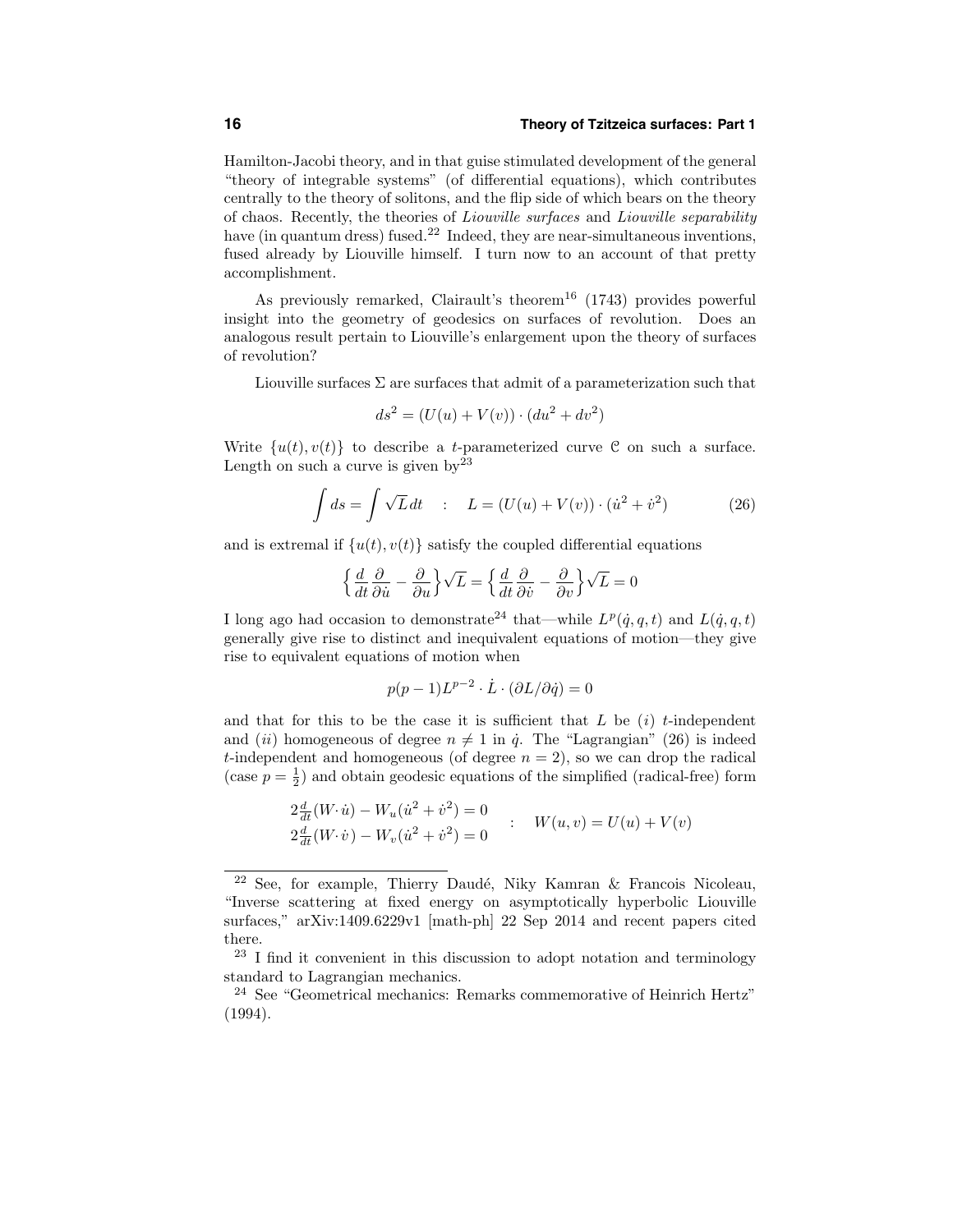Hamilton-Jacobi theory, and in that guise stimulated development of the general "theory of integrable systems" (of differential equations), which contributes centrally to the theory of solitons, and the flip side of which bears on the theory of chaos. Recently, the theories of *Liouville surfaces* and *Liouville separability* have (in quantum dress) fused.[22] Indeed, they are near-simultaneous inventions, fused already by Liouville himself. I turn now to an account of that pretty accomplishment.

As previously remarked, Clairault's theorem[16] (1743) provides powerful insight into the geometry of geodesics on surfaces of revolution. Does an analogous result pertain to Liouville's enlargement upon the theory of surfaces of revolution?

Liouville surfaces $\Sigma$ are surfaces that admit of a parameterization such that

$$ds^2 = (U(u) + V(v)) \cdot (du^2 + dv^2)$$

Write $\{u(t), v(t)\}$ to describe a $t$-parameterized curve $\mathcal{C}$ on such a surface. Length on such a curve is given by[23]

$$\int ds = \int \sqrt{L}\,dt \quad : \quad L = (U(u) + V(v)) \cdot (\dot{u}^2 + \dot{v}^2) \tag{26}$$

and is extremal if $\{u(t), v(t)\}$ satisfy the coupled differential equations

$$\Big\{\frac{d}{dt}\frac{\partial}{\partial \dot{u}} - \frac{\partial}{\partial u}\Big\}\sqrt{L} = \Big\{\frac{d}{dt}\frac{\partial}{\partial \dot{v}} - \frac{\partial}{\partial v}\Big\}\sqrt{L} = 0$$

I long ago had occasion to demonstrate[24] that—while $L^p(\dot{q}, q, t)$ and $L(\dot{q}, q, t)$ generally give rise to distinct and inequivalent equations of motion—they give rise to equivalent equations of motion when

$$p(p-1)L^{p-2} \cdot \dot{L} \cdot (\partial L/\partial \dot{q}) = 0$$

and that for this to be the case it is sufficient that $L$ be (*i*) $t$-independent and (*ii*) homogeneous of degree $n \neq 1$ in $\dot{q}$. The "Lagrangian" (26) is indeed $t$-independent and homogeneous (of degree $n = 2$), so we can drop the radical (case $p = \frac{1}{2}$) and obtain geodesic equations of the simplified (radical-free) form

$$\begin{aligned} 2\tfrac{d}{dt}(W\cdot\dot{u}) - W_u(\dot{u}^2 + \dot{v}^2) &= 0 \\ 2\tfrac{d}{dt}(W\cdot\dot{v}) - W_v(\dot{u}^2 + \dot{v}^2) &= 0 \end{aligned} \quad : \quad W(u,v) = U(u) + V(v)$$

---

[22] See, for example, Thierry Daudé, Niky Kamran & Francois Nicoleau, "Inverse scattering at fixed energy on asymptotically hyperbolic Liouville surfaces," arXiv:1409.6229v1 [math-ph] 22 Sep 2014 and recent papers cited there.

[23] I find it convenient in this discussion to adopt notation and terminology standard to Lagrangian mechanics.

[24] See "Geometrical mechanics: Remarks commemorative of Heinrich Hertz" (1994).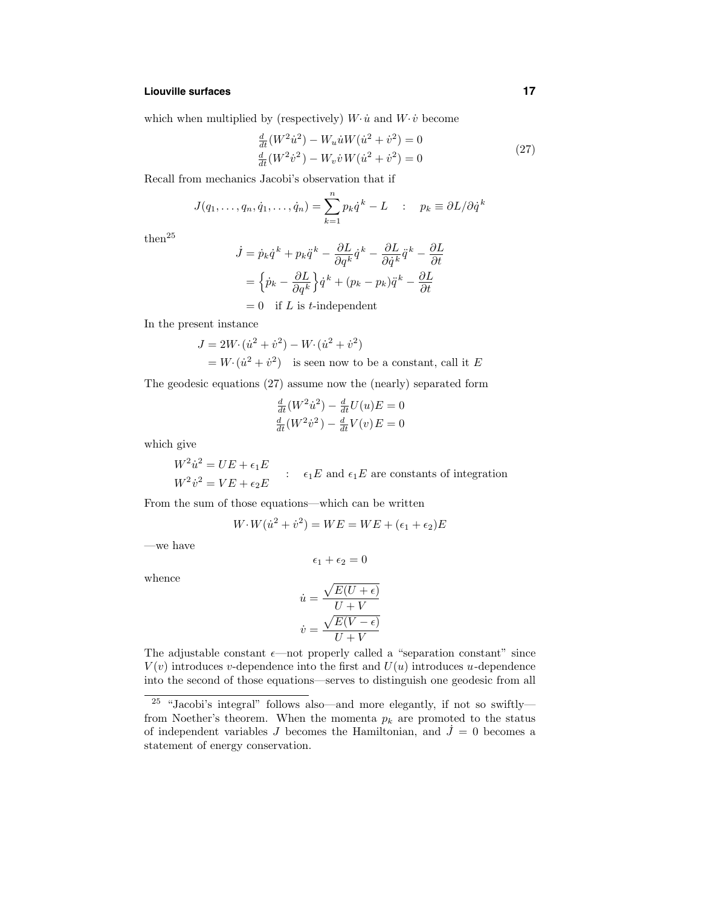which when multiplied by (respectively) $W\cdot\dot{u}$ and $W\cdot\dot{v}$ become

$$
\begin{aligned}
\tfrac{d}{dt}(W^2\dot{u}^2) - W_u\dot{u}W(\dot{u}^2+\dot{v}^2) = 0\\
\tfrac{d}{dt}(W^2\dot{v}^2) - W_v\dot{v}W(\dot{u}^2+\dot{v}^2) = 0
\end{aligned}
\tag{27}
$$

Recall from mechanics Jacobi's observation that if

$$
J(q_1,\ldots,q_n,\dot{q}_1,\ldots,\dot{q}_n) = \sum_{k=1}^{n} p_k\dot{q}^k - L \quad : \quad p_k \equiv \partial L/\partial\dot{q}^k
$$

then[25]

$$
\begin{aligned}
\dot{J} &= \dot{p}_k\dot{q}^k + p_k\ddot{q}^k - \frac{\partial L}{\partial q^k}\dot{q}^k - \frac{\partial L}{\partial \dot{q}^k}\ddot{q}^k - \frac{\partial L}{\partial t}\\
&= \Big\{\dot{p}_k - \frac{\partial L}{\partial q^k}\Big\}\dot{q}^k + (p_k - p_k)\ddot{q}^k - \frac{\partial L}{\partial t}\\
&= 0 \quad \text{if } L \text{ is } t\text{-independent}
\end{aligned}
$$

In the present instance

$$
\begin{aligned}
J &= 2W\cdot(\dot{u}^2+\dot{v}^2) - W\cdot(\dot{u}^2+\dot{v}^2)\\
&= W\cdot(\dot{u}^2+\dot{v}^2) \quad \text{is seen now to be a constant, call it } E
\end{aligned}
$$

The geodesic equations (27) assume now the (nearly) separated form

$$
\begin{aligned}
\tfrac{d}{dt}(W^2\dot{u}^2) - \tfrac{d}{dt}U(u)E = 0\\
\tfrac{d}{dt}(W^2\dot{v}^2) - \tfrac{d}{dt}V(v)E = 0
\end{aligned}
$$

which give

$$
\left.
\begin{aligned}
W^2\dot{u}^2 &= UE + \epsilon_1 E\\
W^2\dot{v}^2 &= VE + \epsilon_2 E
\end{aligned}
\right\} \quad : \quad \epsilon_1 E \text{ and } \epsilon_1 E \text{ are constants of integration}
$$

From the sum of those equations—which can be written

$$
W\cdot W(\dot{u}^2+\dot{v}^2) = WE = WE + (\epsilon_1+\epsilon_2)E
$$

—we have

$$
\epsilon_1 + \epsilon_2 = 0
$$

whence

$$
\begin{aligned}
\dot{u} &= \frac{\sqrt{E(U+\epsilon)}}{U+V}\\
\dot{v} &= \frac{\sqrt{E(V-\epsilon)}}{U+V}
\end{aligned}
$$

The adjustable constant $\epsilon$—not properly called a "separation constant" since $V(v)$ introduces $v$-dependence into the first and $U(u)$ introduces $u$-dependence into the second of those equations—serves to distinguish one geodesic from all

---

[25] "Jacobi's integral" follows also—and more elegantly, if not so swiftly—from Noether's theorem. When the momenta $p_k$ are promoted to the status of independent variables $J$ becomes the Hamiltonian, and $\dot{J} = 0$ becomes a statement of energy conservation.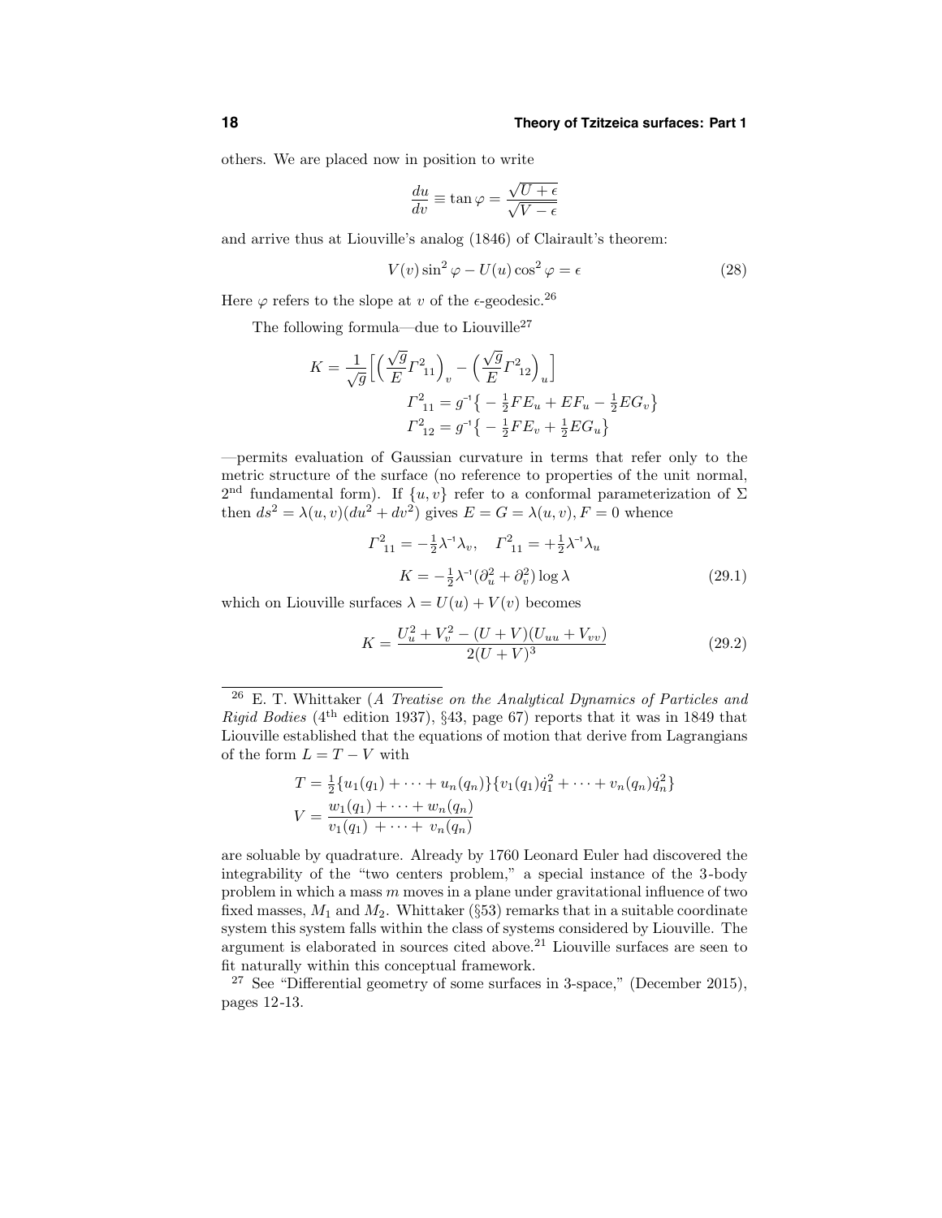others. We are placed now in position to write

$$\frac{du}{dv} \equiv \tan\varphi = \frac{\sqrt{U+\epsilon}}{\sqrt{V-\epsilon}}$$

and arrive thus at Liouville's analog (1846) of Clairault's theorem:

$$V(v)\sin^2\varphi - U(u)\cos^2\varphi = \epsilon \tag{28}$$

Here $\varphi$ refers to the slope at $v$ of the $\epsilon$-geodesic.[26]

The following formula—due to Liouville[27]

$$K = \frac{1}{\sqrt{g}}\Big[\Big(\frac{\sqrt{g}}{E}\Gamma^2{}_{11}\Big)_v - \Big(\frac{\sqrt{g}}{E}\Gamma^2{}_{12}\Big)_u\Big]$$

$$\Gamma^2{}_{11} = g^{-1}\big\{-\tfrac{1}{2}FE_u + EF_u - \tfrac{1}{2}EG_v\big\}$$

$$\Gamma^2{}_{12} = g^{-1}\big\{-\tfrac{1}{2}FE_v + \tfrac{1}{2}EG_u\big\}$$

—permits evaluation of Gaussian curvature in terms that refer only to the metric structure of the surface (no reference to properties of the unit normal, 2[nd] fundamental form). If $\{u,v\}$ refer to a conformal parameterization of $\Sigma$ then $ds^2 = \lambda(u,v)(du^2+dv^2)$ gives $E = G = \lambda(u,v), F = 0$ whence

$$\Gamma^2{}_{11} = -\tfrac{1}{2}\lambda^{-1}\lambda_v, \quad \Gamma^2{}_{11} = +\tfrac{1}{2}\lambda^{-1}\lambda_u$$

$$K = -\tfrac{1}{2}\lambda^{-1}(\partial_u^2+\partial_v^2)\log\lambda \tag{29.1}$$

which on Liouville surfaces $\lambda = U(u)+V(v)$ becomes

$$K = \frac{U_u^2+V_v^2-(U+V)(U_{uu}+V_{vv})}{2(U+V)^3} \tag{29.2}$$

---

[26] E. T. Whittaker (*A Treatise on the Analytical Dynamics of Particles and Rigid Bodies* (4[th] edition 1937), §43, page 67) reports that it was in 1849 that Liouville established that the equations of motion that derive from Lagrangians of the form $L = T - V$ with

$$T = \tfrac{1}{2}\{u_1(q_1)+\cdots+u_n(q_n)\}\{v_1(q_1)\dot q_1^2+\cdots+v_n(q_n)\dot q_n^2\}$$

$$V = \frac{w_1(q_1)+\cdots+w_n(q_n)}{v_1(q_1)\;+\cdots+\;v_n(q_n)}$$

are soluable by quadrature. Already by 1760 Leonard Euler had discovered the integrability of the "two centers problem," a special instance of the 3-body problem in which a mass $m$ moves in a plane under gravitational influence of two fixed masses, $M_1$ and $M_2$. Whittaker (§53) remarks that in a suitable coordinate system this system falls within the class of systems considered by Liouville. The argument is elaborated in sources cited above.[21] Liouville surfaces are seen to fit naturally within this conceptual framework.

[27] See "Differential geometry of some surfaces in 3-space," (December 2015), pages 12-13.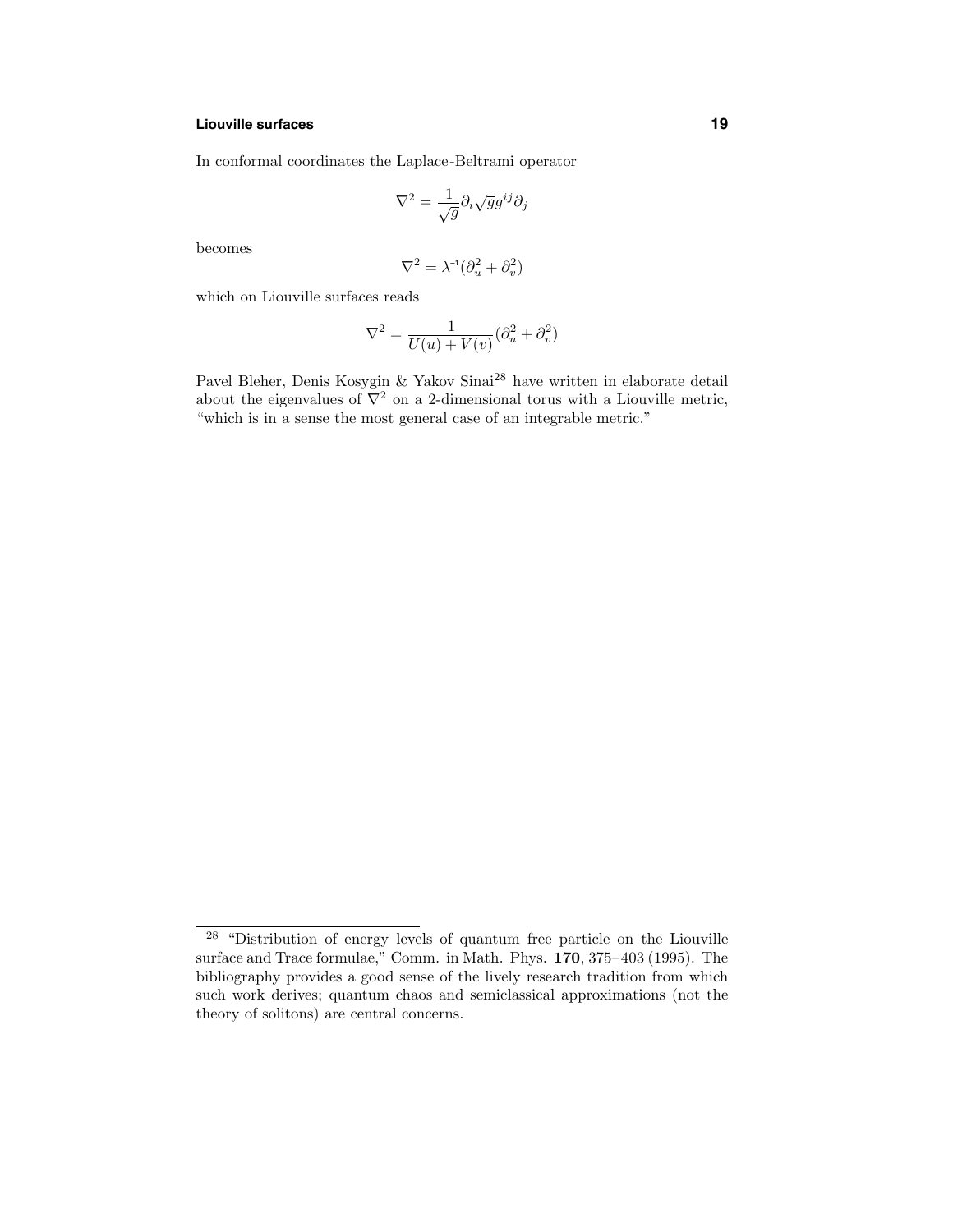In conformal coordinates the Laplace-Beltrami operator

$$\nabla^2 = \frac{1}{\sqrt{g}}\partial_i \sqrt{g} g^{ij} \partial_j$$

becomes

$$\nabla^2 = \lambda^{-1}(\partial_u^2 + \partial_v^2)$$

which on Liouville surfaces reads

$$\nabla^2 = \frac{1}{U(u) + V(v)}(\partial_u^2 + \partial_v^2)$$

Pavel Bleher, Denis Kosygin & Yakov Sinai[28] have written in elaborate detail about the eigenvalues of $\nabla^2$ on a 2-dimensional torus with a Liouville metric, "which is in a sense the most general case of an integrable metric."

---

[28] "Distribution of energy levels of quantum free particle on the Liouville surface and Trace formulae," Comm. in Math. Phys. **170**, 375–403 (1995). The bibliography provides a good sense of the lively research tradition from which such work derives; quantum chaos and semiclassical approximations (not the theory of solitons) are central concerns.